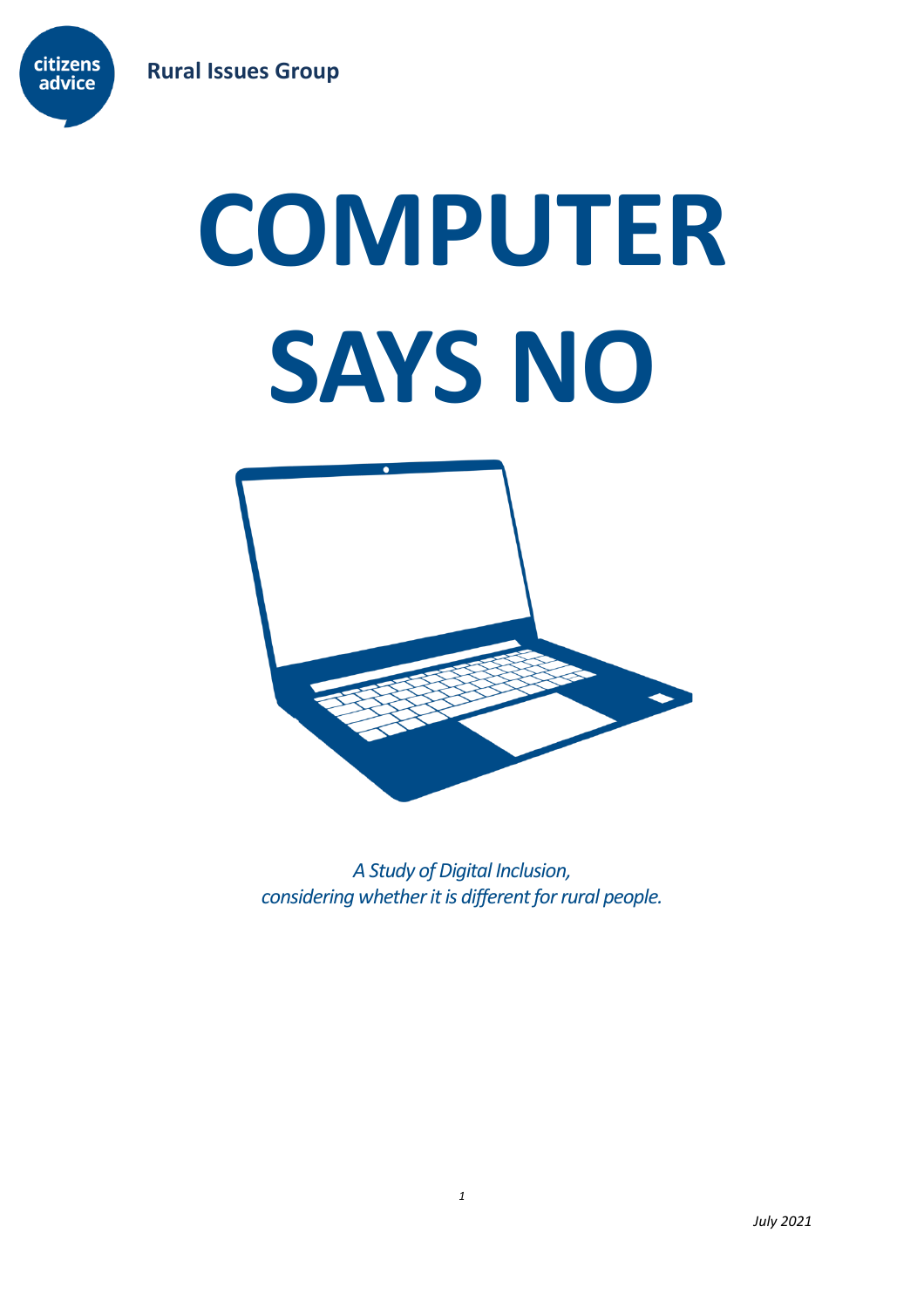citizens advice

**Rural Issues Group**

# COMPUTER SAYS NO

*A Study of Digital Inclusion, considering whether it is different for rural people.*

*July 2021*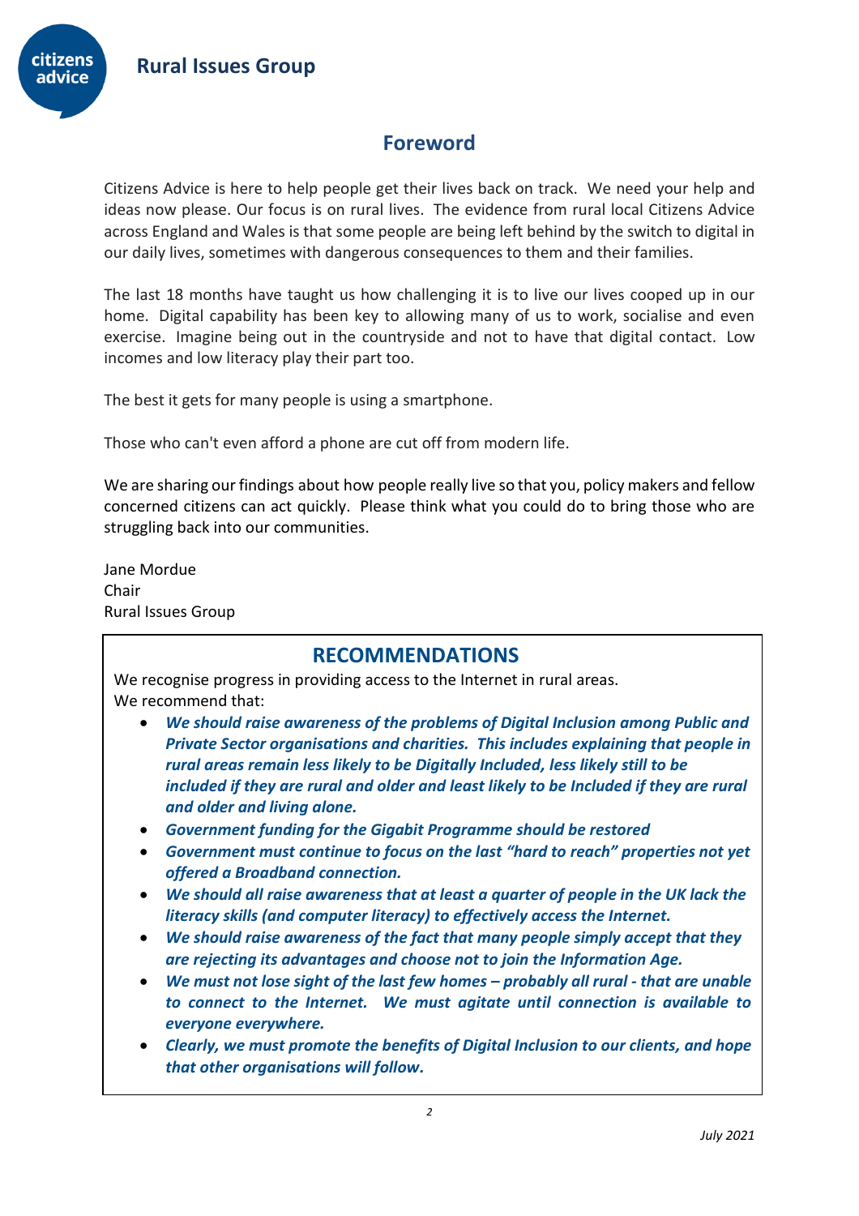## Foreword

Citizens Advice is here to help people get their lives back on track. We need your help and ideas now please. Our focus is on rural lives. The evidence from rural local Citizens Advice across England and Wales is that some people are being left behind by the switch to digital in our daily lives, sometimes with dangerous consequences to them and their families.

The last 18 months have taught us how challenging it is to live our lives cooped up in our home. Digital capability has been key to allowing many of us to work, socialise and even exercise. Imagine being out in the countryside and not to have that digital contact. Low incomes and low literacy play their part too.

The best it gets for many people is using a smartphone.

Those who can't even afford a phone are cut off from modern life.

We are sharing our findings about how people really live so that you, policy makers and fellow concerned citizens can act quickly. Please think what you could do to bring those who are struggling back into our communities.

Jane Mordue
Chair
Rural Issues Group

## RECOMMENDATIONS

We recognise progress in providing access to the Internet in rural areas.
We recommend that:

- ***We should raise awareness of the problems of Digital Inclusion among Public and Private Sector organisations and charities. This includes explaining that people in rural areas remain less likely to be Digitally Included, less likely still to be included if they are rural and older and least likely to be Included if they are rural and older and living alone.***
- ***Government funding for the Gigabit Programme should be restored***
- ***Government must continue to focus on the last "hard to reach" properties not yet offered a Broadband connection.***
- ***We should all raise awareness that at least a quarter of people in the UK lack the literacy skills (and computer literacy) to effectively access the Internet.***
- ***We should raise awareness of the fact that many people simply accept that they are rejecting its advantages and choose not to join the Information Age.***
- ***We must not lose sight of the last few homes – probably all rural - that are unable to connect to the Internet. We must agitate until connection is available to everyone everywhere.***
- ***Clearly, we must promote the benefits of Digital Inclusion to our clients, and hope that other organisations will follow.***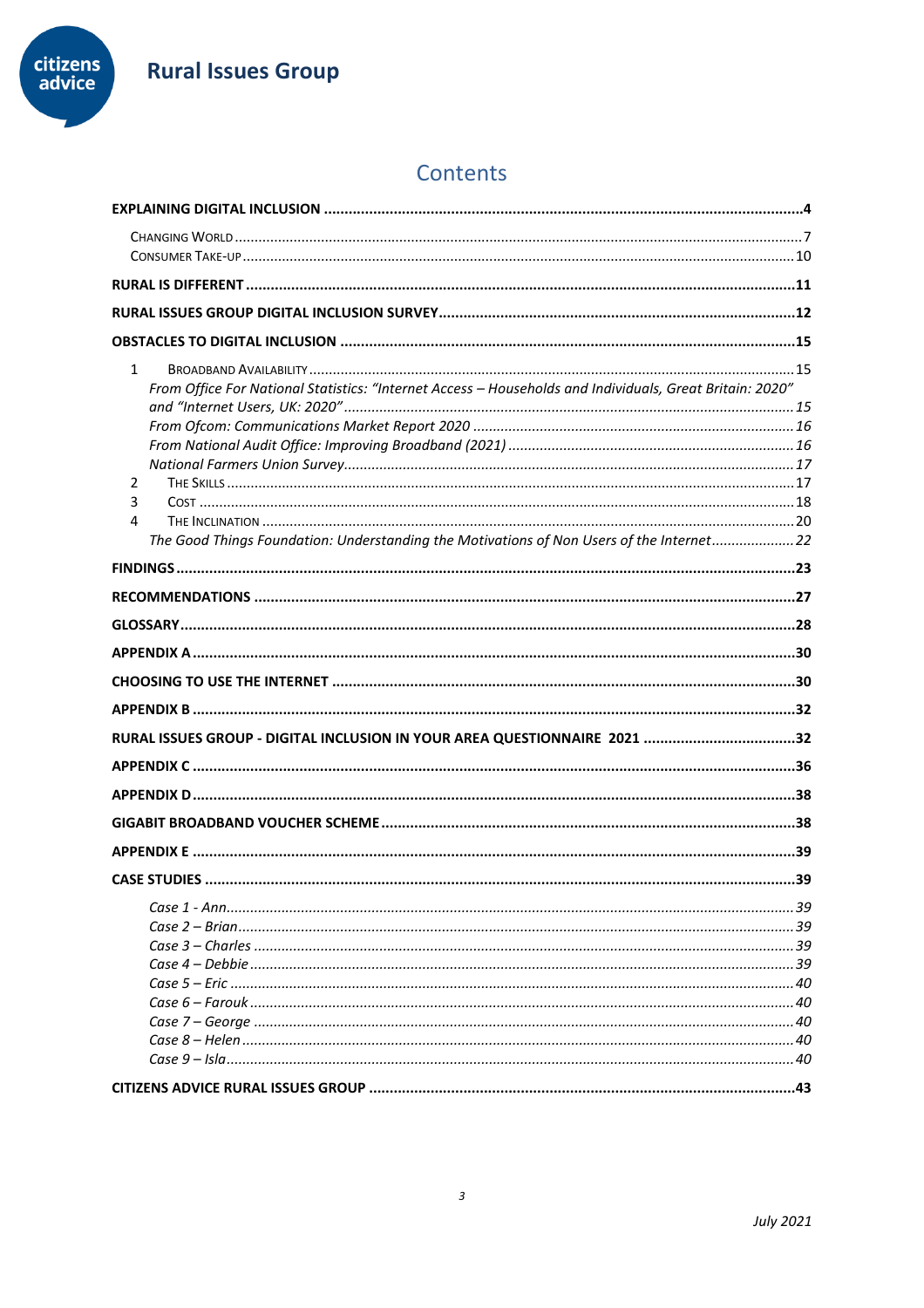# Contents

**EXPLAINING DIGITAL INCLUSION** .......... 4

- Changing World .......... 7
- Consumer Take-up .......... 10

**RURAL IS DIFFERENT** .......... 11

**RURAL ISSUES GROUP DIGITAL INCLUSION SURVEY** .......... 12

**OBSTACLES TO DIGITAL INCLUSION** .......... 15

1. Broadband Availability .......... 15
   - *From Office For National Statistics: "Internet Access – Households and Individuals, Great Britain: 2020" and "Internet Users, UK: 2020"* .......... 15
   - *From Ofcom: Communications Market Report 2020* .......... 16
   - *From National Audit Office: Improving Broadband (2021)* .......... 16
   - *National Farmers Union Survey* .......... 17
2. The Skills .......... 17
3. Cost .......... 18
4. The Inclination .......... 20
   - *The Good Things Foundation: Understanding the Motivations of Non Users of the Internet* .......... 22

**FINDINGS** .......... 23

**RECOMMENDATIONS** .......... 27

**GLOSSARY** .......... 28

**APPENDIX A** .......... 30

**CHOOSING TO USE THE INTERNET** .......... 30

**APPENDIX B** .......... 32

**RURAL ISSUES GROUP - DIGITAL INCLUSION IN YOUR AREA QUESTIONNAIRE 2021** .......... 32

**APPENDIX C** .......... 36

**APPENDIX D** .......... 38

**GIGABIT BROADBAND VOUCHER SCHEME** .......... 38

**APPENDIX E** .......... 39

**CASE STUDIES** .......... 39

- *Case 1 - Ann* .......... 39
- *Case 2 – Brian* .......... 39
- *Case 3 – Charles* .......... 39
- *Case 4 – Debbie* .......... 39
- *Case 5 – Eric* .......... 40
- *Case 6 – Farouk* .......... 40
- *Case 7 – George* .......... 40
- *Case 8 – Helen* .......... 40
- *Case 9 – Isla* .......... 40

**CITIZENS ADVICE RURAL ISSUES GROUP** .......... 43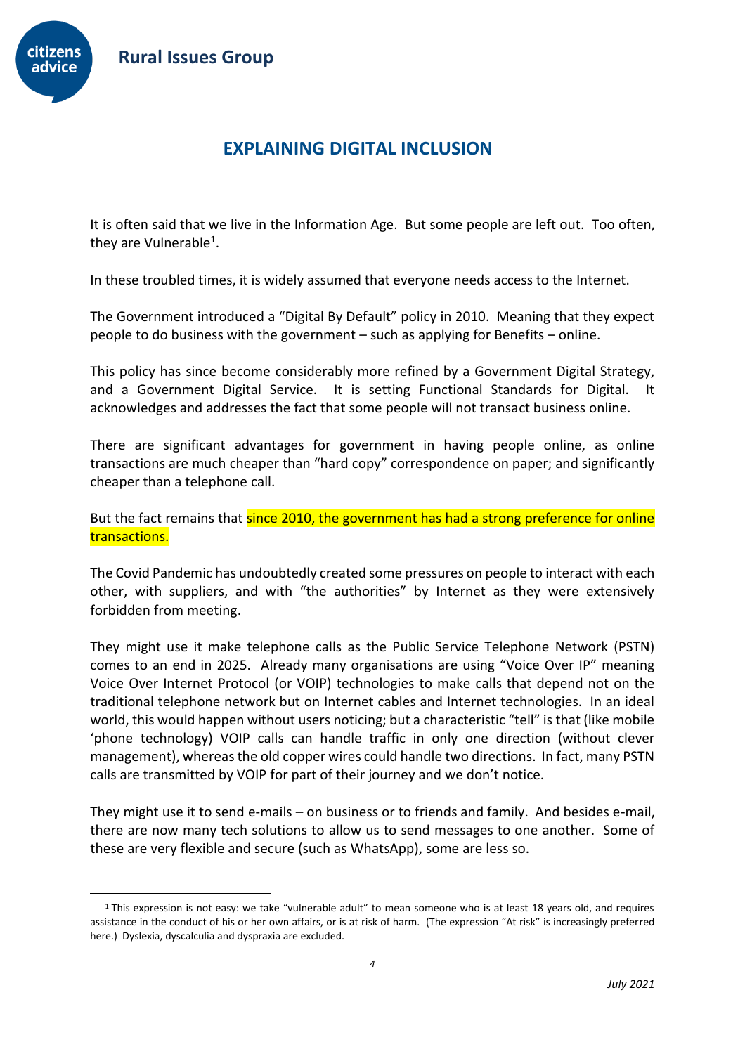# EXPLAINING DIGITAL INCLUSION

It is often said that we live in the Information Age. But some people are left out. Too often, they are Vulnerable[1].

In these troubled times, it is widely assumed that everyone needs access to the Internet.

The Government introduced a "Digital By Default" policy in 2010. Meaning that they expect people to do business with the government – such as applying for Benefits – online.

This policy has since become considerably more refined by a Government Digital Strategy, and a Government Digital Service. It is setting Functional Standards for Digital. It acknowledges and addresses the fact that some people will not transact business online.

There are significant advantages for government in having people online, as online transactions are much cheaper than "hard copy" correspondence on paper; and significantly cheaper than a telephone call.

But the fact remains that since 2010, the government has had a strong preference for online transactions.

The Covid Pandemic has undoubtedly created some pressures on people to interact with each other, with suppliers, and with "the authorities" by Internet as they were extensively forbidden from meeting.

They might use it make telephone calls as the Public Service Telephone Network (PSTN) comes to an end in 2025. Already many organisations are using "Voice Over IP" meaning Voice Over Internet Protocol (or VOIP) technologies to make calls that depend not on the traditional telephone network but on Internet cables and Internet technologies. In an ideal world, this would happen without users noticing; but a characteristic "tell" is that (like mobile 'phone technology) VOIP calls can handle traffic in only one direction (without clever management), whereas the old copper wires could handle two directions. In fact, many PSTN calls are transmitted by VOIP for part of their journey and we don't notice.

They might use it to send e-mails – on business or to friends and family. And besides e-mail, there are now many tech solutions to allow us to send messages to one another. Some of these are very flexible and secure (such as WhatsApp), some are less so.

[1] This expression is not easy: we take "vulnerable adult" to mean someone who is at least 18 years old, and requires assistance in the conduct of his or her own affairs, or is at risk of harm. (The expression "At risk" is increasingly preferred here.) Dyslexia, dyscalculia and dyspraxia are excluded.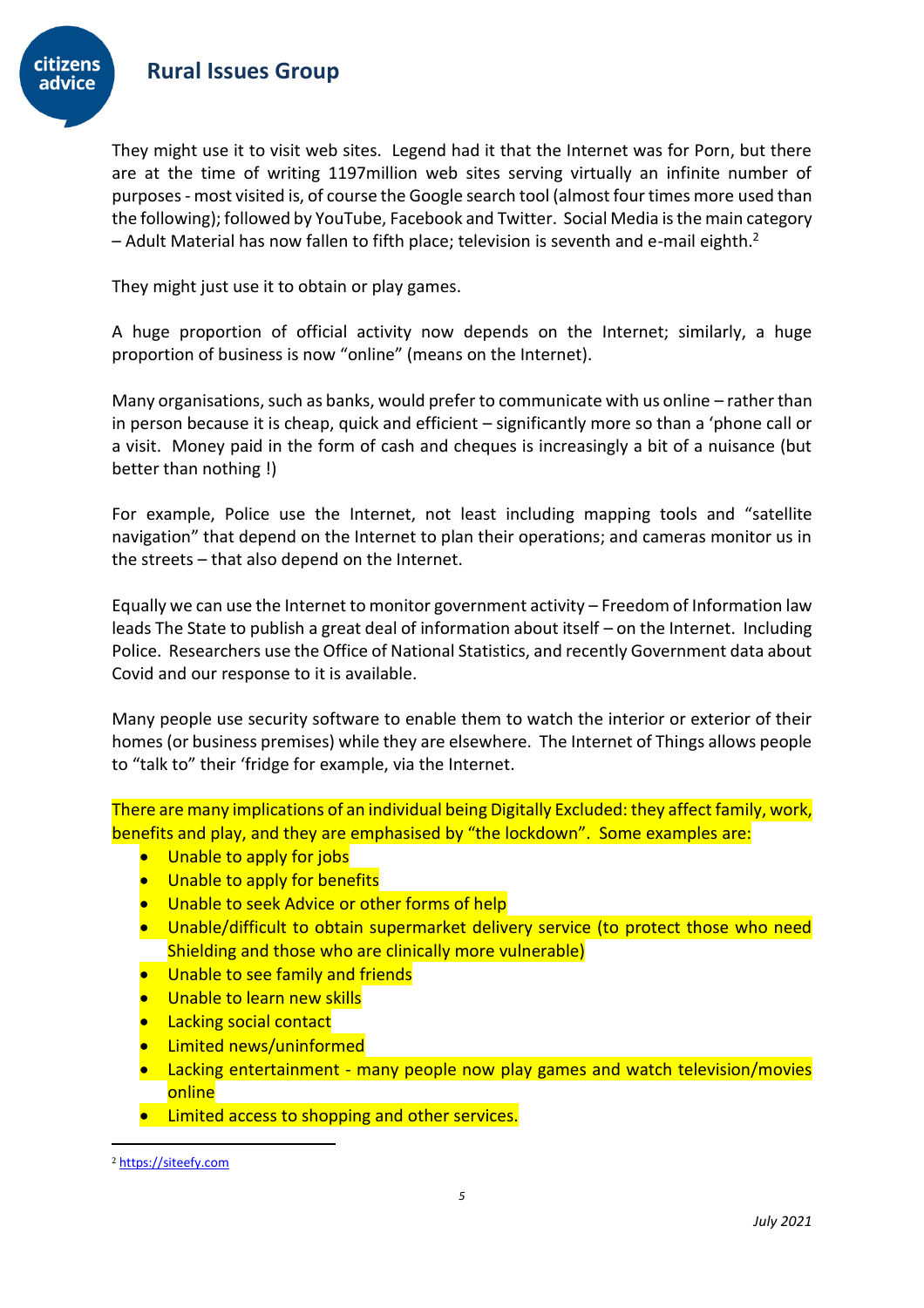They might use it to visit web sites. Legend had it that the Internet was for Porn, but there are at the time of writing 1197million web sites serving virtually an infinite number of purposes - most visited is, of course the Google search tool (almost four times more used than the following); followed by YouTube, Facebook and Twitter. Social Media is the main category – Adult Material has now fallen to fifth place; television is seventh and e-mail eighth.[2]

They might just use it to obtain or play games.

A huge proportion of official activity now depends on the Internet; similarly, a huge proportion of business is now "online" (means on the Internet).

Many organisations, such as banks, would prefer to communicate with us online – rather than in person because it is cheap, quick and efficient – significantly more so than a 'phone call or a visit. Money paid in the form of cash and cheques is increasingly a bit of a nuisance (but better than nothing !)

For example, Police use the Internet, not least including mapping tools and "satellite navigation" that depend on the Internet to plan their operations; and cameras monitor us in the streets – that also depend on the Internet.

Equally we can use the Internet to monitor government activity – Freedom of Information law leads The State to publish a great deal of information about itself – on the Internet. Including Police. Researchers use the Office of National Statistics, and recently Government data about Covid and our response to it is available.

Many people use security software to enable them to watch the interior or exterior of their homes (or business premises) while they are elsewhere. The Internet of Things allows people to "talk to" their 'fridge for example, via the Internet.

There are many implications of an individual being Digitally Excluded: they affect family, work, benefits and play, and they are emphasised by "the lockdown". Some examples are:

- Unable to apply for jobs
- Unable to apply for benefits
- Unable to seek Advice or other forms of help
- Unable/difficult to obtain supermarket delivery service (to protect those who need Shielding and those who are clinically more vulnerable)
- Unable to see family and friends
- Unable to learn new skills
- Lacking social contact
- Limited news/uninformed
- Lacking entertainment - many people now play games and watch television/movies online
- Limited access to shopping and other services.

---

[2] https://siteefy.com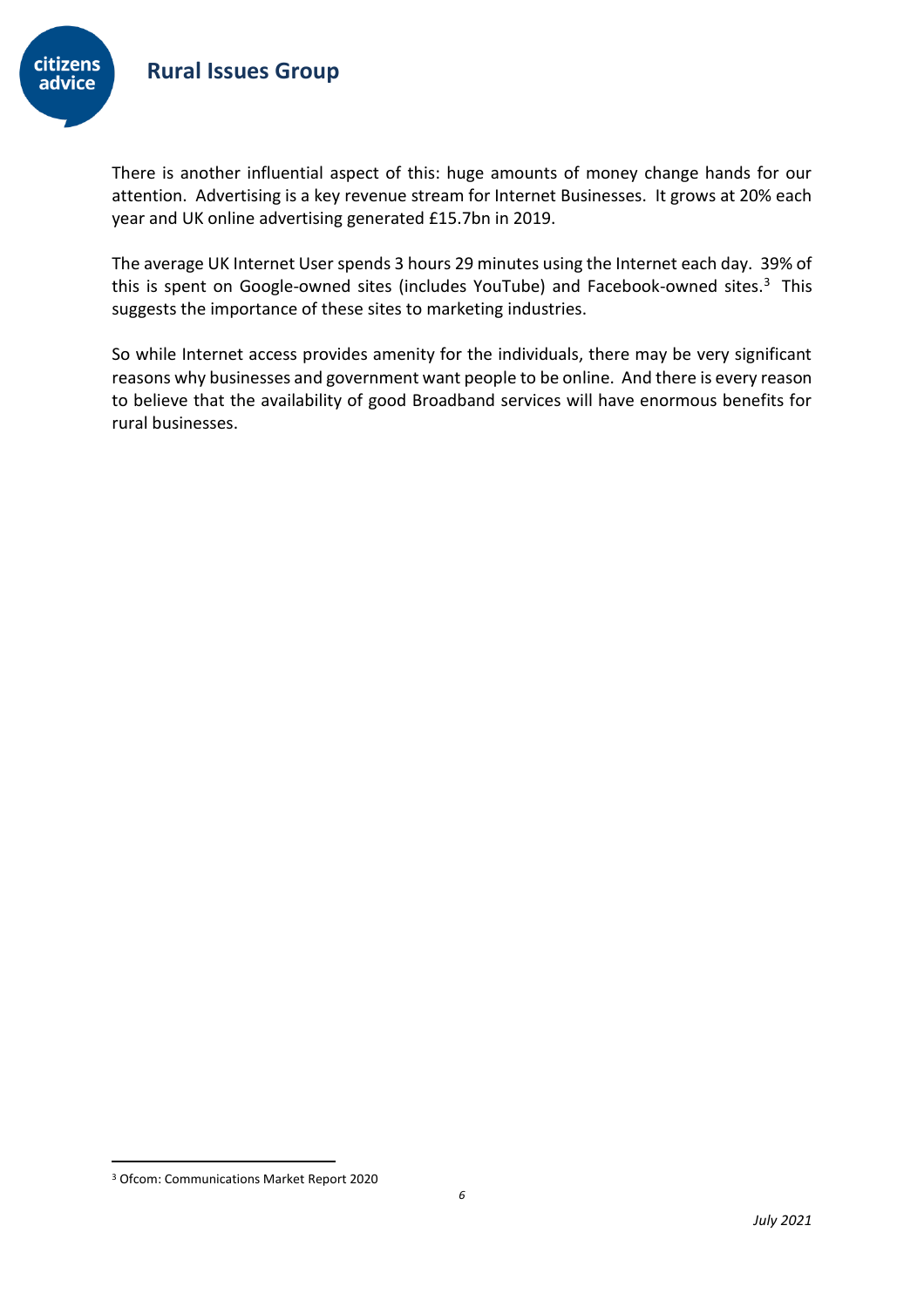There is another influential aspect of this: huge amounts of money change hands for our attention. Advertising is a key revenue stream for Internet Businesses. It grows at 20% each year and UK online advertising generated £15.7bn in 2019.

The average UK Internet User spends 3 hours 29 minutes using the Internet each day. 39% of this is spent on Google-owned sites (includes YouTube) and Facebook-owned sites.[3] This suggests the importance of these sites to marketing industries.

So while Internet access provides amenity for the individuals, there may be very significant reasons why businesses and government want people to be online. And there is every reason to believe that the availability of good Broadband services will have enormous benefits for rural businesses.

[3] Ofcom: Communications Market Report 2020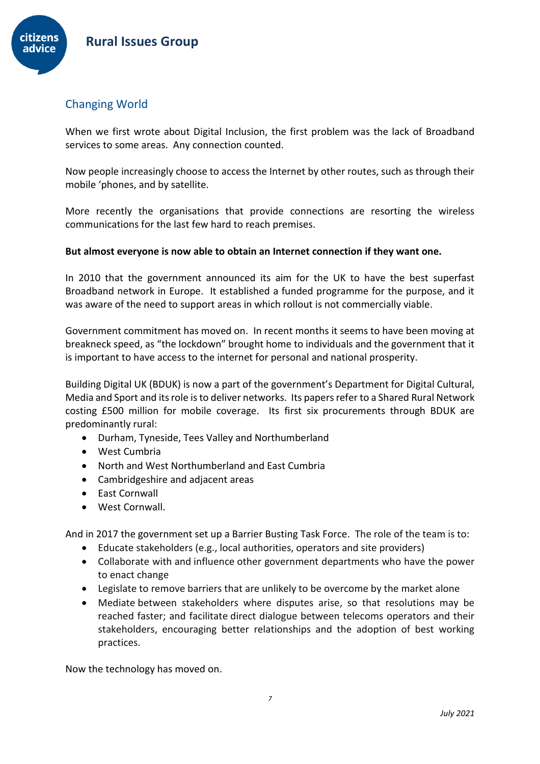## Changing World

When we first wrote about Digital Inclusion, the first problem was the lack of Broadband services to some areas. Any connection counted.

Now people increasingly choose to access the Internet by other routes, such as through their mobile 'phones, and by satellite.

More recently the organisations that provide connections are resorting the wireless communications for the last few hard to reach premises.

**But almost everyone is now able to obtain an Internet connection if they want one.**

In 2010 that the government announced its aim for the UK to have the best superfast Broadband network in Europe. It established a funded programme for the purpose, and it was aware of the need to support areas in which rollout is not commercially viable.

Government commitment has moved on. In recent months it seems to have been moving at breakneck speed, as "the lockdown" brought home to individuals and the government that it is important to have access to the internet for personal and national prosperity.

Building Digital UK (BDUK) is now a part of the government's Department for Digital Cultural, Media and Sport and its role is to deliver networks. Its papers refer to a Shared Rural Network costing £500 million for mobile coverage. Its first six procurements through BDUK are predominantly rural:

- Durham, Tyneside, Tees Valley and Northumberland
- West Cumbria
- North and West Northumberland and East Cumbria
- Cambridgeshire and adjacent areas
- East Cornwall
- West Cornwall.

And in 2017 the government set up a Barrier Busting Task Force. The role of the team is to:

- Educate stakeholders (e.g., local authorities, operators and site providers)
- Collaborate with and influence other government departments who have the power to enact change
- Legislate to remove barriers that are unlikely to be overcome by the market alone
- Mediate between stakeholders where disputes arise, so that resolutions may be reached faster; and facilitate direct dialogue between telecoms operators and their stakeholders, encouraging better relationships and the adoption of best working practices.

Now the technology has moved on.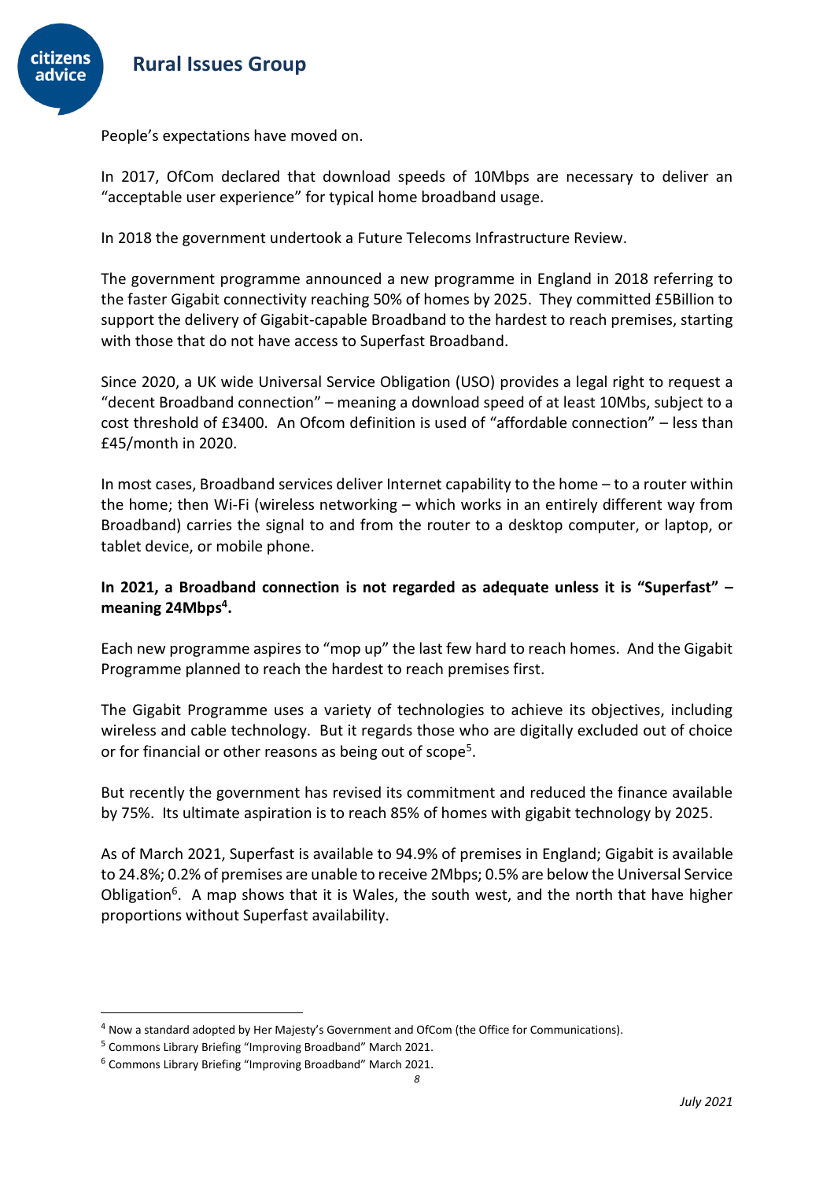People's expectations have moved on.

In 2017, OfCom declared that download speeds of 10Mbps are necessary to deliver an "acceptable user experience" for typical home broadband usage.

In 2018 the government undertook a Future Telecoms Infrastructure Review.

The government programme announced a new programme in England in 2018 referring to the faster Gigabit connectivity reaching 50% of homes by 2025. They committed £5Billion to support the delivery of Gigabit-capable Broadband to the hardest to reach premises, starting with those that do not have access to Superfast Broadband.

Since 2020, a UK wide Universal Service Obligation (USO) provides a legal right to request a "decent Broadband connection" – meaning a download speed of at least 10Mbs, subject to a cost threshold of £3400. An Ofcom definition is used of "affordable connection" – less than £45/month in 2020.

In most cases, Broadband services deliver Internet capability to the home – to a router within the home; then Wi-Fi (wireless networking – which works in an entirely different way from Broadband) carries the signal to and from the router to a desktop computer, or laptop, or tablet device, or mobile phone.

**In 2021, a Broadband connection is not regarded as adequate unless it is "Superfast" – meaning 24Mbps[4].**

Each new programme aspires to "mop up" the last few hard to reach homes. And the Gigabit Programme planned to reach the hardest to reach premises first.

The Gigabit Programme uses a variety of technologies to achieve its objectives, including wireless and cable technology. But it regards those who are digitally excluded out of choice or for financial or other reasons as being out of scope[5].

But recently the government has revised its commitment and reduced the finance available by 75%. Its ultimate aspiration is to reach 85% of homes with gigabit technology by 2025.

As of March 2021, Superfast is available to 94.9% of premises in England; Gigabit is available to 24.8%; 0.2% of premises are unable to receive 2Mbps; 0.5% are below the Universal Service Obligation[6]. A map shows that it is Wales, the south west, and the north that have higher proportions without Superfast availability.

---

[4] Now a standard adopted by Her Majesty's Government and OfCom (the Office for Communications).

[5] Commons Library Briefing "Improving Broadband" March 2021.

[6] Commons Library Briefing "Improving Broadband" March 2021.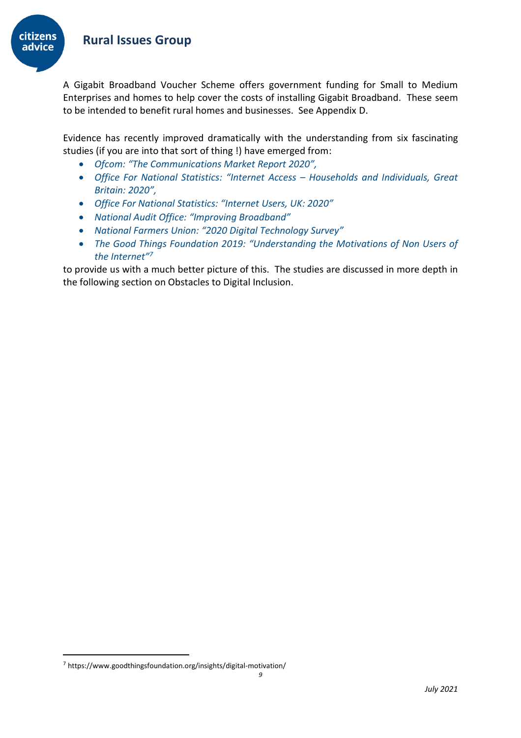A Gigabit Broadband Voucher Scheme offers government funding for Small to Medium Enterprises and homes to help cover the costs of installing Gigabit Broadband. These seem to be intended to benefit rural homes and businesses. See Appendix D.

Evidence has recently improved dramatically with the understanding from six fascinating studies (if you are into that sort of thing !) have emerged from:

- *Ofcom: "The Communications Market Report 2020",*
- *Office For National Statistics: "Internet Access – Households and Individuals, Great Britain: 2020",*
- *Office For National Statistics: "Internet Users, UK: 2020"*
- *National Audit Office: "Improving Broadband"*
- *National Farmers Union: "2020 Digital Technology Survey"*
- *The Good Things Foundation 2019: "Understanding the Motivations of Non Users of the Internet"*[7]

to provide us with a much better picture of this. The studies are discussed in more depth in the following section on Obstacles to Digital Inclusion.

[7] https://www.goodthingsfoundation.org/insights/digital-motivation/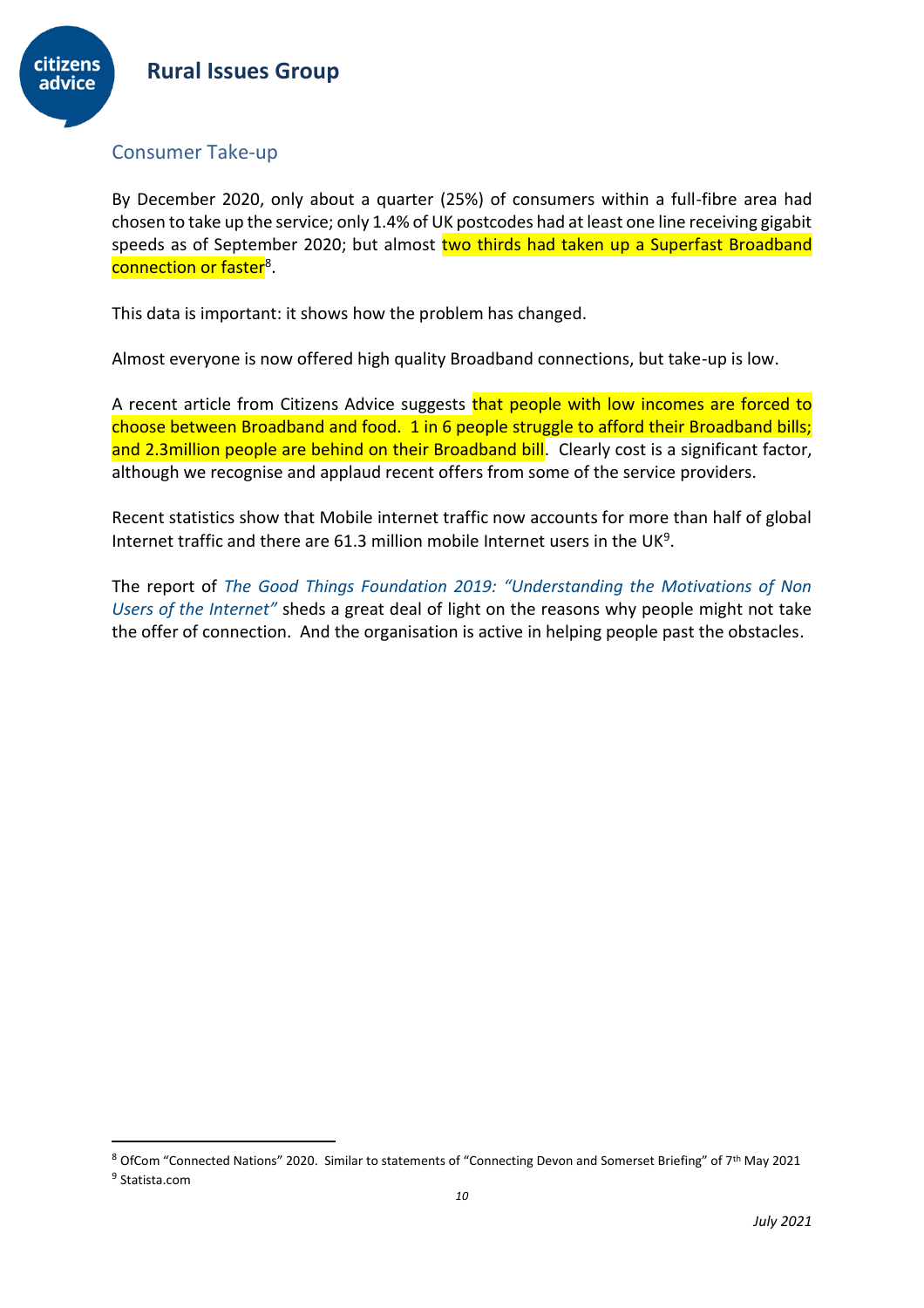## Consumer Take-up

By December 2020, only about a quarter (25%) of consumers within a full-fibre area had chosen to take up the service; only 1.4% of UK postcodes had at least one line receiving gigabit speeds as of September 2020; but almost two thirds had taken up a Superfast Broadband connection or faster[8].

This data is important: it shows how the problem has changed.

Almost everyone is now offered high quality Broadband connections, but take-up is low.

A recent article from Citizens Advice suggests that people with low incomes are forced to choose between Broadband and food. 1 in 6 people struggle to afford their Broadband bills; and 2.3million people are behind on their Broadband bill. Clearly cost is a significant factor, although we recognise and applaud recent offers from some of the service providers.

Recent statistics show that Mobile internet traffic now accounts for more than half of global Internet traffic and there are 61.3 million mobile Internet users in the UK[9].

The report of *The Good Things Foundation 2019: "Understanding the Motivations of Non Users of the Internet"* sheds a great deal of light on the reasons why people might not take the offer of connection. And the organisation is active in helping people past the obstacles.

[8] OfCom "Connected Nations" 2020. Similar to statements of "Connecting Devon and Somerset Briefing" of 7th May 2021

[9] Statista.com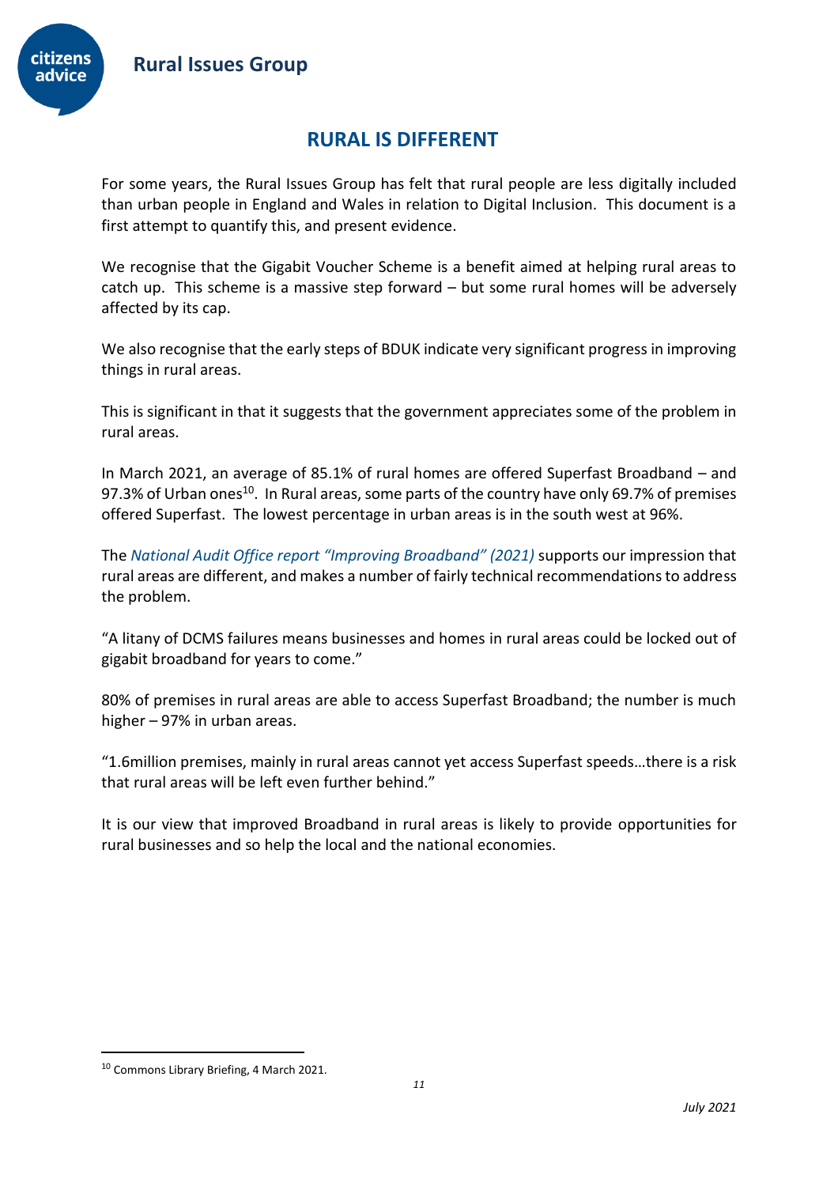# RURAL IS DIFFERENT

For some years, the Rural Issues Group has felt that rural people are less digitally included than urban people in England and Wales in relation to Digital Inclusion. This document is a first attempt to quantify this, and present evidence.

We recognise that the Gigabit Voucher Scheme is a benefit aimed at helping rural areas to catch up. This scheme is a massive step forward – but some rural homes will be adversely affected by its cap.

We also recognise that the early steps of BDUK indicate very significant progress in improving things in rural areas.

This is significant in that it suggests that the government appreciates some of the problem in rural areas.

In March 2021, an average of 85.1% of rural homes are offered Superfast Broadband – and 97.3% of Urban ones[10]. In Rural areas, some parts of the country have only 69.7% of premises offered Superfast. The lowest percentage in urban areas is in the south west at 96%.

The *National Audit Office report "Improving Broadband" (2021)* supports our impression that rural areas are different, and makes a number of fairly technical recommendations to address the problem.

"A litany of DCMS failures means businesses and homes in rural areas could be locked out of gigabit broadband for years to come."

80% of premises in rural areas are able to access Superfast Broadband; the number is much higher – 97% in urban areas.

"1.6million premises, mainly in rural areas cannot yet access Superfast speeds…there is a risk that rural areas will be left even further behind."

It is our view that improved Broadband in rural areas is likely to provide opportunities for rural businesses and so help the local and the national economies.

[10] Commons Library Briefing, 4 March 2021.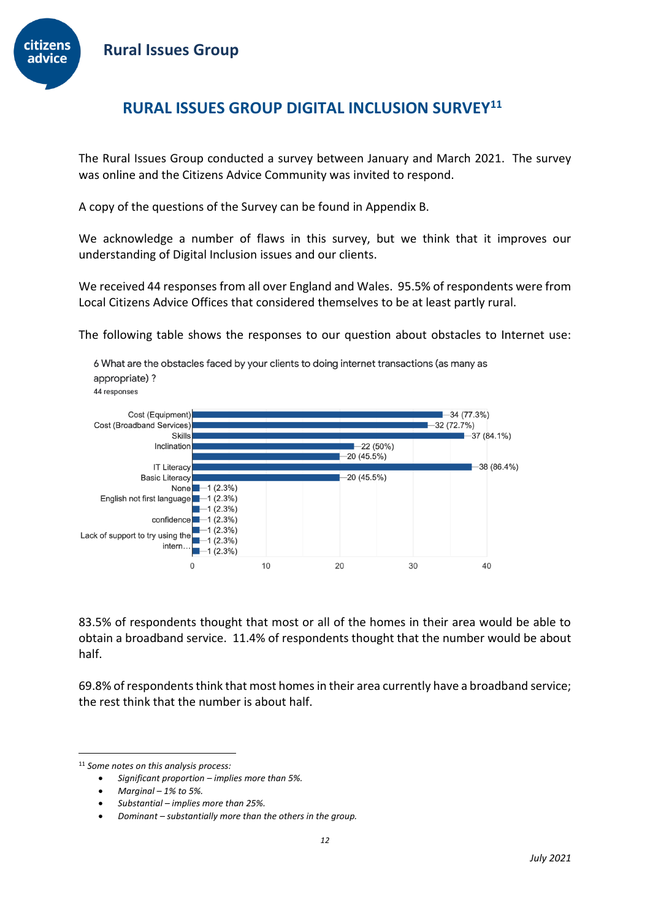# RURAL ISSUES GROUP DIGITAL INCLUSION SURVEY[11]

The Rural Issues Group conducted a survey between January and March 2021. The survey was online and the Citizens Advice Community was invited to respond.

A copy of the questions of the Survey can be found in Appendix B.

We acknowledge a number of flaws in this survey, but we think that it improves our understanding of Digital Inclusion issues and our clients.

We received 44 responses from all over England and Wales. 95.5% of respondents were from Local Citizens Advice Offices that considered themselves to be at least partly rural.

The following table shows the responses to our question about obstacles to Internet use:

6 What are the obstacles faced by your clients to doing internet transactions (as many as appropriate) ?
44 responses

| Obstacle | Responses |
|---|---|
| Cost (Equipment) | 34 (77.3%) |
| Cost (Broadband Services) | 32 (72.7%) |
| Skills | 37 (84.1%) |
| Inclination | 22 (50%) |
| | 20 (45.5%) |
| IT Literacy | 38 (86.4%) |
| Basic Literacy | 20 (45.5%) |
| None | 1 (2.3%) |
| English not first language | 1 (2.3%) |
| | 1 (2.3%) |
| confidence | 1 (2.3%) |
| | 1 (2.3%) |
| Lack of support to try using the intern… | 1 (2.3%) |
| | 1 (2.3%) |

83.5% of respondents thought that most or all of the homes in their area would be able to obtain a broadband service. 11.4% of respondents thought that the number would be about half.

69.8% of respondents think that most homes in their area currently have a broadband service; the rest think that the number is about half.

---

[11] *Some notes on this analysis process:*

- *Significant proportion – implies more than 5%.*
- *Marginal – 1% to 5%.*
- *Substantial – implies more than 25%.*
- *Dominant – substantially more than the others in the group.*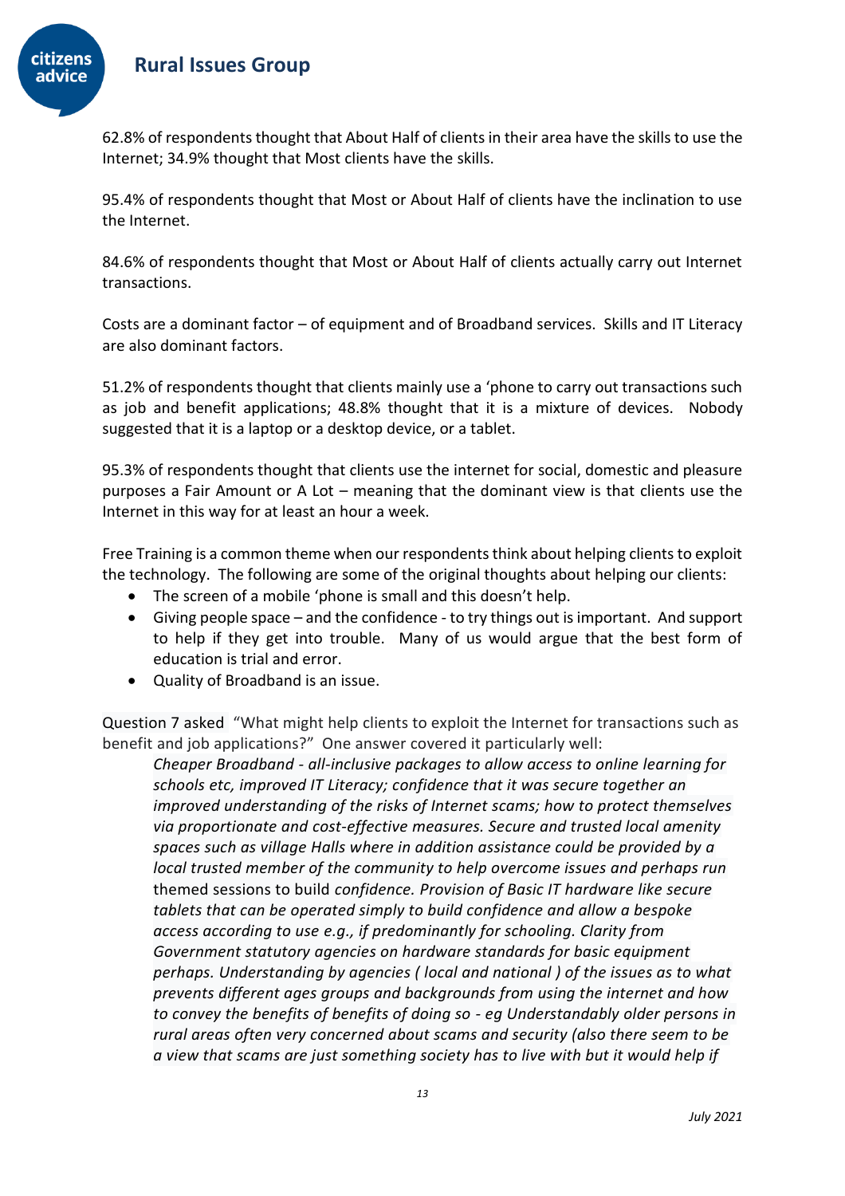62.8% of respondents thought that About Half of clients in their area have the skills to use the Internet; 34.9% thought that Most clients have the skills.

95.4% of respondents thought that Most or About Half of clients have the inclination to use the Internet.

84.6% of respondents thought that Most or About Half of clients actually carry out Internet transactions.

Costs are a dominant factor – of equipment and of Broadband services. Skills and IT Literacy are also dominant factors.

51.2% of respondents thought that clients mainly use a 'phone to carry out transactions such as job and benefit applications; 48.8% thought that it is a mixture of devices. Nobody suggested that it is a laptop or a desktop device, or a tablet.

95.3% of respondents thought that clients use the internet for social, domestic and pleasure purposes a Fair Amount or A Lot – meaning that the dominant view is that clients use the Internet in this way for at least an hour a week.

Free Training is a common theme when our respondents think about helping clients to exploit the technology. The following are some of the original thoughts about helping our clients:

- The screen of a mobile 'phone is small and this doesn't help.
- Giving people space – and the confidence - to try things out is important. And support to help if they get into trouble. Many of us would argue that the best form of education is trial and error.
- Quality of Broadband is an issue.

Question 7 asked "What might help clients to exploit the Internet for transactions such as benefit and job applications?" One answer covered it particularly well:

> *Cheaper Broadband - all-inclusive packages to allow access to online learning for schools etc, improved IT Literacy; confidence that it was secure together an improved understanding of the risks of Internet scams; how to protect themselves via proportionate and cost-effective measures. Secure and trusted local amenity spaces such as village Halls where in addition assistance could be provided by a local trusted member of the community to help overcome issues and perhaps run* themed sessions to build *confidence. Provision of Basic IT hardware like secure tablets that can be operated simply to build confidence and allow a bespoke access according to use e.g., if predominantly for schooling. Clarity from Government statutory agencies on hardware standards for basic equipment perhaps. Understanding by agencies ( local and national ) of the issues as to what prevents different ages groups and backgrounds from using the internet and how to convey the benefits of benefits of doing so - eg Understandably older persons in rural areas often very concerned about scams and security (also there seem to be a view that scams are just something society has to live with but it would help if*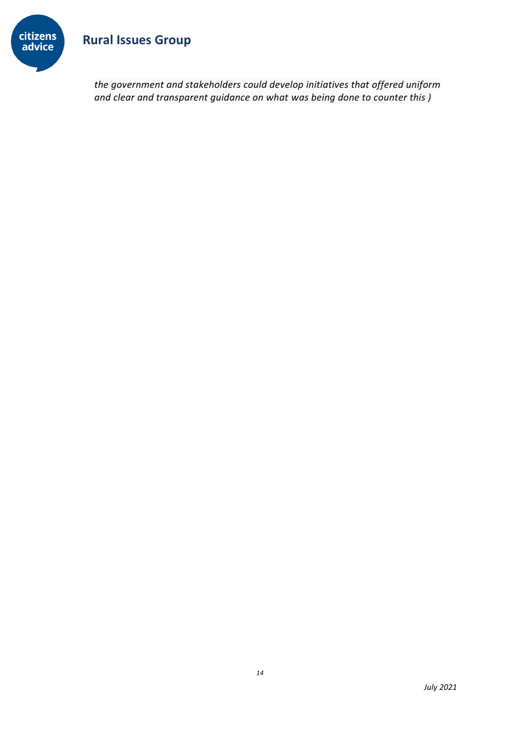*the government and stakeholders could develop initiatives that offered uniform and clear and transparent guidance on what was being done to counter this )*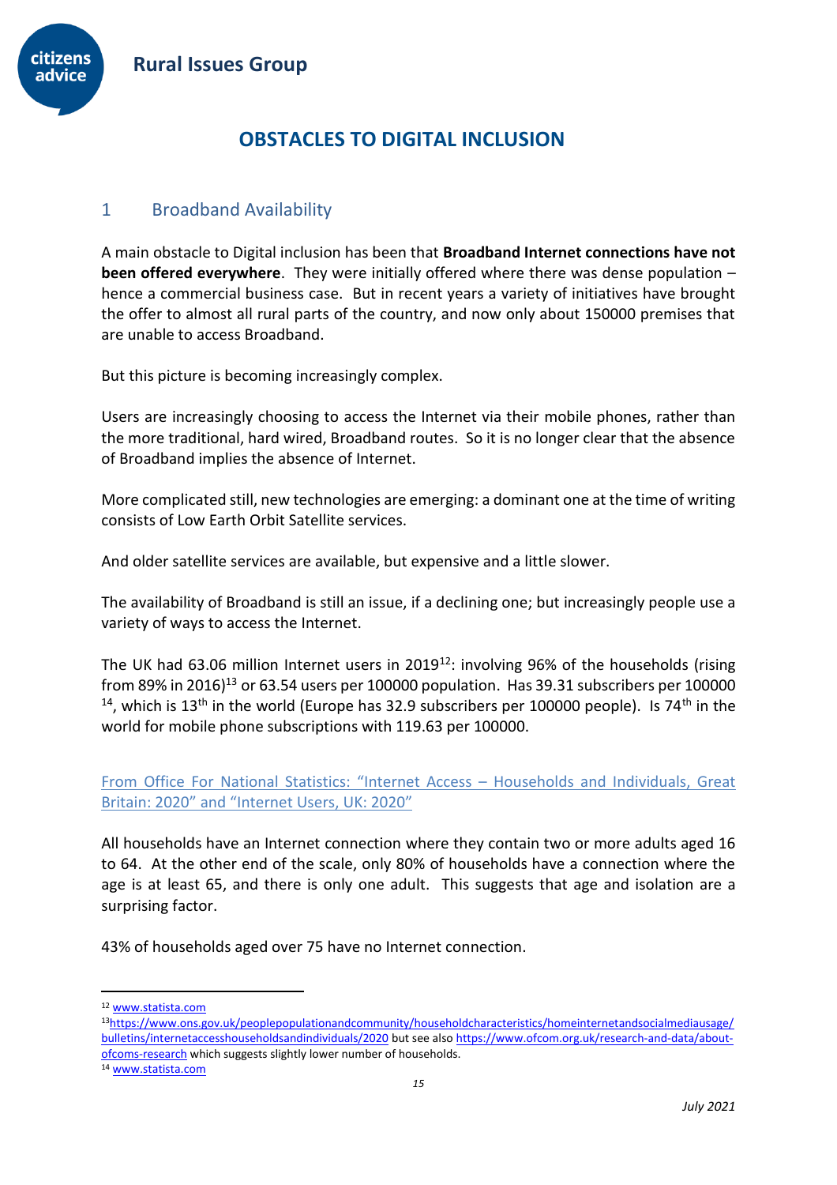# OBSTACLES TO DIGITAL INCLUSION

## 1 Broadband Availability

A main obstacle to Digital inclusion has been that **Broadband Internet connections have not been offered everywhere**. They were initially offered where there was dense population – hence a commercial business case. But in recent years a variety of initiatives have brought the offer to almost all rural parts of the country, and now only about 150000 premises that are unable to access Broadband.

But this picture is becoming increasingly complex.

Users are increasingly choosing to access the Internet via their mobile phones, rather than the more traditional, hard wired, Broadband routes. So it is no longer clear that the absence of Broadband implies the absence of Internet.

More complicated still, new technologies are emerging: a dominant one at the time of writing consists of Low Earth Orbit Satellite services.

And older satellite services are available, but expensive and a little slower.

The availability of Broadband is still an issue, if a declining one; but increasingly people use a variety of ways to access the Internet.

The UK had 63.06 million Internet users in 2019[12]: involving 96% of the households (rising from 89% in 2016)[13] or 63.54 users per 100000 population. Has 39.31 subscribers per 100000 [14], which is 13th in the world (Europe has 32.9 subscribers per 100000 people). Is 74th in the world for mobile phone subscriptions with 119.63 per 100000.

From Office For National Statistics: "Internet Access – Households and Individuals, Great Britain: 2020" and "Internet Users, UK: 2020"

All households have an Internet connection where they contain two or more adults aged 16 to 64. At the other end of the scale, only 80% of households have a connection where the age is at least 65, and there is only one adult. This suggests that age and isolation are a surprising factor.

43% of households aged over 75 have no Internet connection.

---

[12] www.statista.com

[13] https://www.ons.gov.uk/peoplepopulationandcommunity/householdcharacteristics/homeinternetandsocialmediausage/bulletins/internetaccesshouseholdsandindividuals/2020 but see also https://www.ofcom.org.uk/research-and-data/about-ofcoms-research which suggests slightly lower number of households.

[14] www.statista.com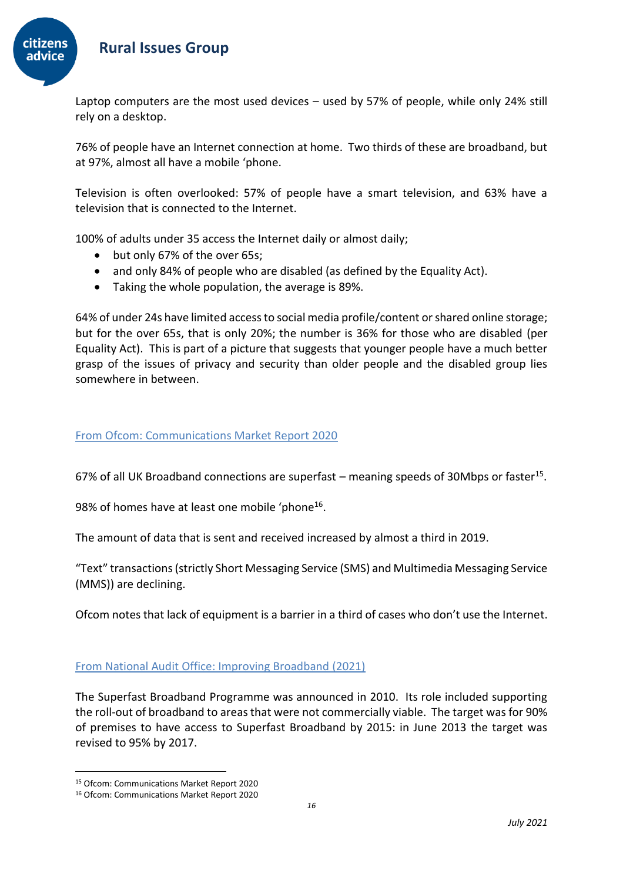Laptop computers are the most used devices – used by 57% of people, while only 24% still rely on a desktop.

76% of people have an Internet connection at home. Two thirds of these are broadband, but at 97%, almost all have a mobile 'phone.

Television is often overlooked: 57% of people have a smart television, and 63% have a television that is connected to the Internet.

100% of adults under 35 access the Internet daily or almost daily;

- but only 67% of the over 65s;
- and only 84% of people who are disabled (as defined by the Equality Act).
- Taking the whole population, the average is 89%.

64% of under 24s have limited access to social media profile/content or shared online storage; but for the over 65s, that is only 20%; the number is 36% for those who are disabled (per Equality Act). This is part of a picture that suggests that younger people have a much better grasp of the issues of privacy and security than older people and the disabled group lies somewhere in between.

### From Ofcom: Communications Market Report 2020

67% of all UK Broadband connections are superfast – meaning speeds of 30Mbps or faster[15].

98% of homes have at least one mobile 'phone[16].

The amount of data that is sent and received increased by almost a third in 2019.

"Text" transactions (strictly Short Messaging Service (SMS) and Multimedia Messaging Service (MMS)) are declining.

Ofcom notes that lack of equipment is a barrier in a third of cases who don't use the Internet.

### From National Audit Office: Improving Broadband (2021)

The Superfast Broadband Programme was announced in 2010. Its role included supporting the roll-out of broadband to areas that were not commercially viable. The target was for 90% of premises to have access to Superfast Broadband by 2015: in June 2013 the target was revised to 95% by 2017.

---

[15] Ofcom: Communications Market Report 2020

[16] Ofcom: Communications Market Report 2020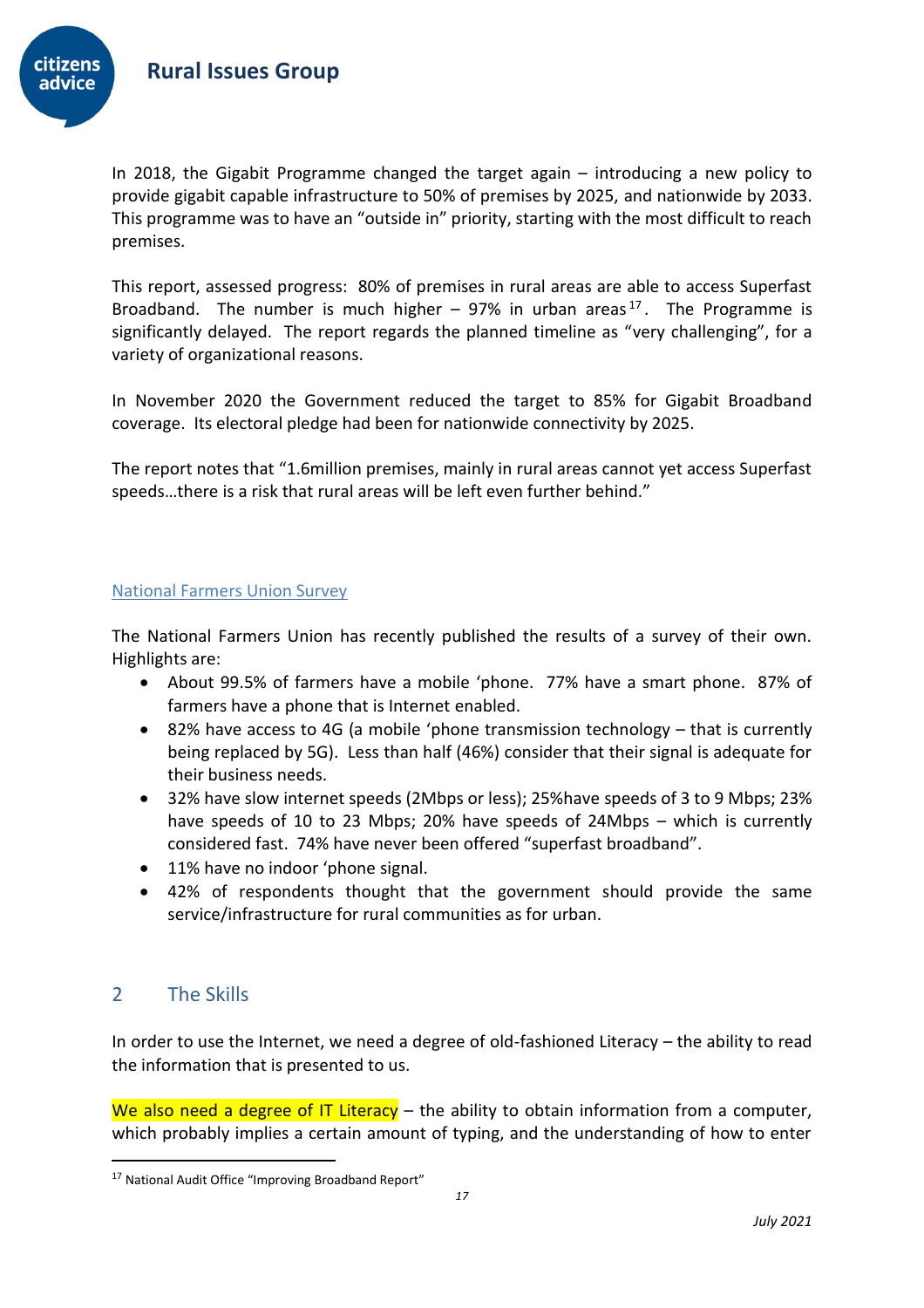In 2018, the Gigabit Programme changed the target again – introducing a new policy to provide gigabit capable infrastructure to 50% of premises by 2025, and nationwide by 2033. This programme was to have an "outside in" priority, starting with the most difficult to reach premises.

This report, assessed progress: 80% of premises in rural areas are able to access Superfast Broadband. The number is much higher – 97% in urban areas[17]. The Programme is significantly delayed. The report regards the planned timeline as "very challenging", for a variety of organizational reasons.

In November 2020 the Government reduced the target to 85% for Gigabit Broadband coverage. Its electoral pledge had been for nationwide connectivity by 2025.

The report notes that "1.6million premises, mainly in rural areas cannot yet access Superfast speeds…there is a risk that rural areas will be left even further behind."

### National Farmers Union Survey

The National Farmers Union has recently published the results of a survey of their own. Highlights are:

- About 99.5% of farmers have a mobile 'phone. 77% have a smart phone. 87% of farmers have a phone that is Internet enabled.
- 82% have access to 4G (a mobile 'phone transmission technology – that is currently being replaced by 5G). Less than half (46%) consider that their signal is adequate for their business needs.
- 32% have slow internet speeds (2Mbps or less); 25%have speeds of 3 to 9 Mbps; 23% have speeds of 10 to 23 Mbps; 20% have speeds of 24Mbps – which is currently considered fast. 74% have never been offered "superfast broadband".
- 11% have no indoor 'phone signal.
- 42% of respondents thought that the government should provide the same service/infrastructure for rural communities as for urban.

## 2 The Skills

In order to use the Internet, we need a degree of old-fashioned Literacy – the ability to read the information that is presented to us.

We also need a degree of IT Literacy – the ability to obtain information from a computer, which probably implies a certain amount of typing, and the understanding of how to enter

[17] National Audit Office "Improving Broadband Report"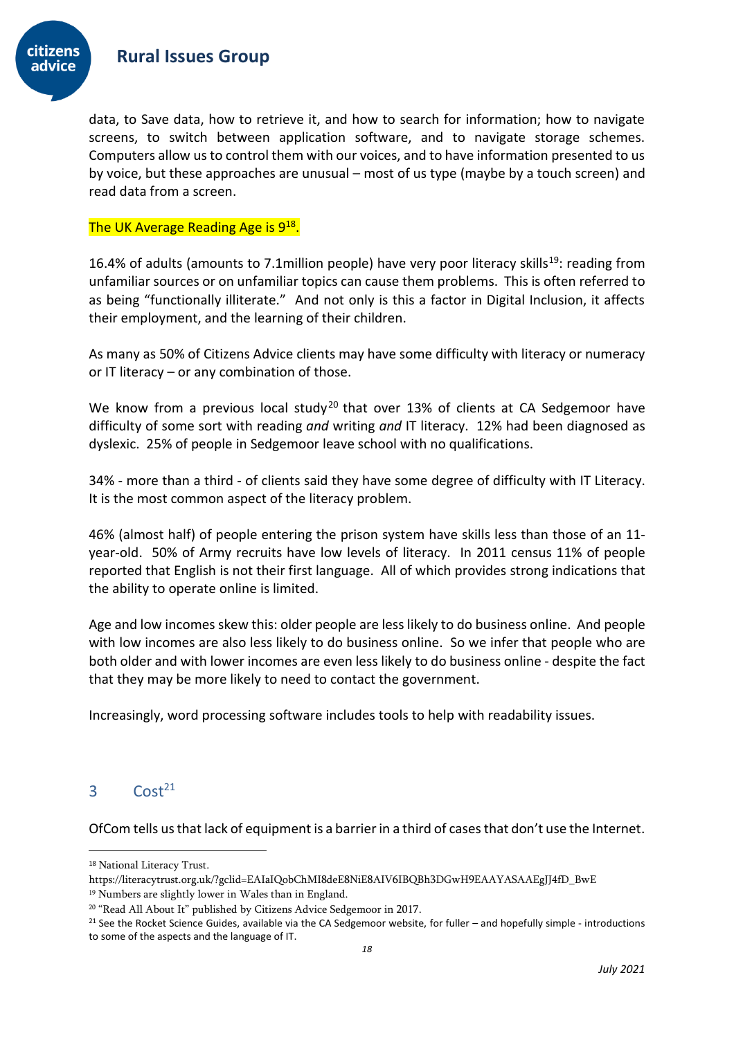data, to Save data, how to retrieve it, and how to search for information; how to navigate screens, to switch between application software, and to navigate storage schemes. Computers allow us to control them with our voices, and to have information presented to us by voice, but these approaches are unusual – most of us type (maybe by a touch screen) and read data from a screen.

The UK Average Reading Age is 9[18].

16.4% of adults (amounts to 7.1million people) have very poor literacy skills[19]: reading from unfamiliar sources or on unfamiliar topics can cause them problems. This is often referred to as being "functionally illiterate." And not only is this a factor in Digital Inclusion, it affects their employment, and the learning of their children.

As many as 50% of Citizens Advice clients may have some difficulty with literacy or numeracy or IT literacy – or any combination of those.

We know from a previous local study[20] that over 13% of clients at CA Sedgemoor have difficulty of some sort with reading *and* writing *and* IT literacy. 12% had been diagnosed as dyslexic. 25% of people in Sedgemoor leave school with no qualifications.

34% - more than a third - of clients said they have some degree of difficulty with IT Literacy. It is the most common aspect of the literacy problem.

46% (almost half) of people entering the prison system have skills less than those of an 11-year-old. 50% of Army recruits have low levels of literacy. In 2011 census 11% of people reported that English is not their first language. All of which provides strong indications that the ability to operate online is limited.

Age and low incomes skew this: older people are less likely to do business online. And people with low incomes are also less likely to do business online. So we infer that people who are both older and with lower incomes are even less likely to do business online - despite the fact that they may be more likely to need to contact the government.

Increasingly, word processing software includes tools to help with readability issues.

## 3 Cost[21]

OfCom tells us that lack of equipment is a barrier in a third of cases that don't use the Internet.

---

[18] National Literacy Trust. https://literacytrust.org.uk/?gclid=EAIaIQobChMI8deE8NiE8AIV6IBQBh3DGwH9EAAYASAAEgJJ4fD_BwE

[19] Numbers are slightly lower in Wales than in England.

[20] "Read All About It" published by Citizens Advice Sedgemoor in 2017.

[21] See the Rocket Science Guides, available via the CA Sedgemoor website, for fuller – and hopefully simple - introductions to some of the aspects and the language of IT.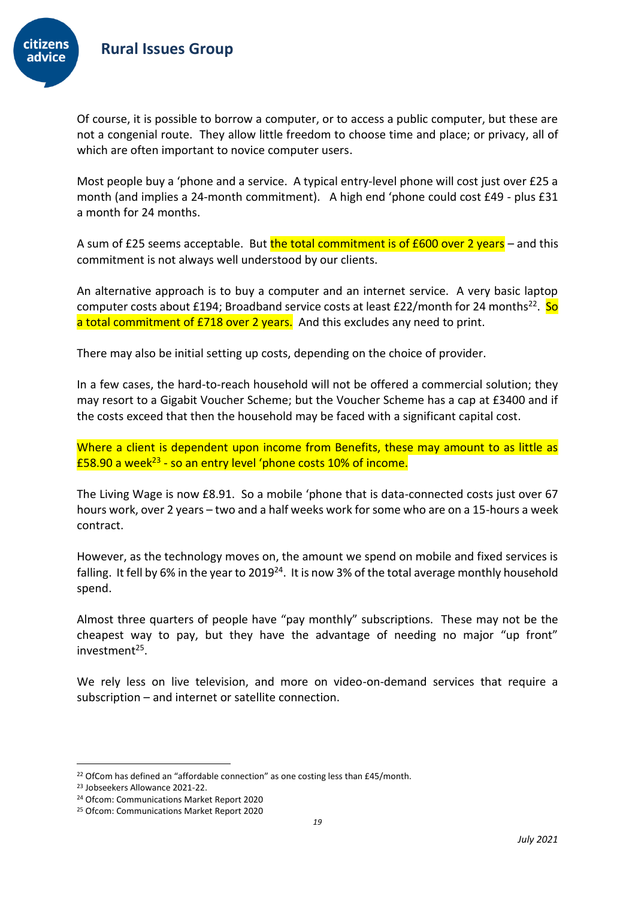Of course, it is possible to borrow a computer, or to access a public computer, but these are not a congenial route. They allow little freedom to choose time and place; or privacy, all of which are often important to novice computer users.

Most people buy a 'phone and a service. A typical entry-level phone will cost just over £25 a month (and implies a 24-month commitment). A high end 'phone could cost £49 - plus £31 a month for 24 months.

A sum of £25 seems acceptable. But the total commitment is of £600 over 2 years – and this commitment is not always well understood by our clients.

An alternative approach is to buy a computer and an internet service. A very basic laptop computer costs about £194; Broadband service costs at least £22/month for 24 months[22]. So a total commitment of £718 over 2 years. And this excludes any need to print.

There may also be initial setting up costs, depending on the choice of provider.

In a few cases, the hard-to-reach household will not be offered a commercial solution; they may resort to a Gigabit Voucher Scheme; but the Voucher Scheme has a cap at £3400 and if the costs exceed that then the household may be faced with a significant capital cost.

Where a client is dependent upon income from Benefits, these may amount to as little as £58.90 a week[23] - so an entry level 'phone costs 10% of income.

The Living Wage is now £8.91. So a mobile 'phone that is data-connected costs just over 67 hours work, over 2 years – two and a half weeks work for some who are on a 15-hours a week contract.

However, as the technology moves on, the amount we spend on mobile and fixed services is falling. It fell by 6% in the year to 2019[24]. It is now 3% of the total average monthly household spend.

Almost three quarters of people have "pay monthly" subscriptions. These may not be the cheapest way to pay, but they have the advantage of needing no major "up front" investment[25].

We rely less on live television, and more on video-on-demand services that require a subscription – and internet or satellite connection.

---

[22] OfCom has defined an "affordable connection" as one costing less than £45/month.

[23] Jobseekers Allowance 2021-22.

[24] Ofcom: Communications Market Report 2020

[25] Ofcom: Communications Market Report 2020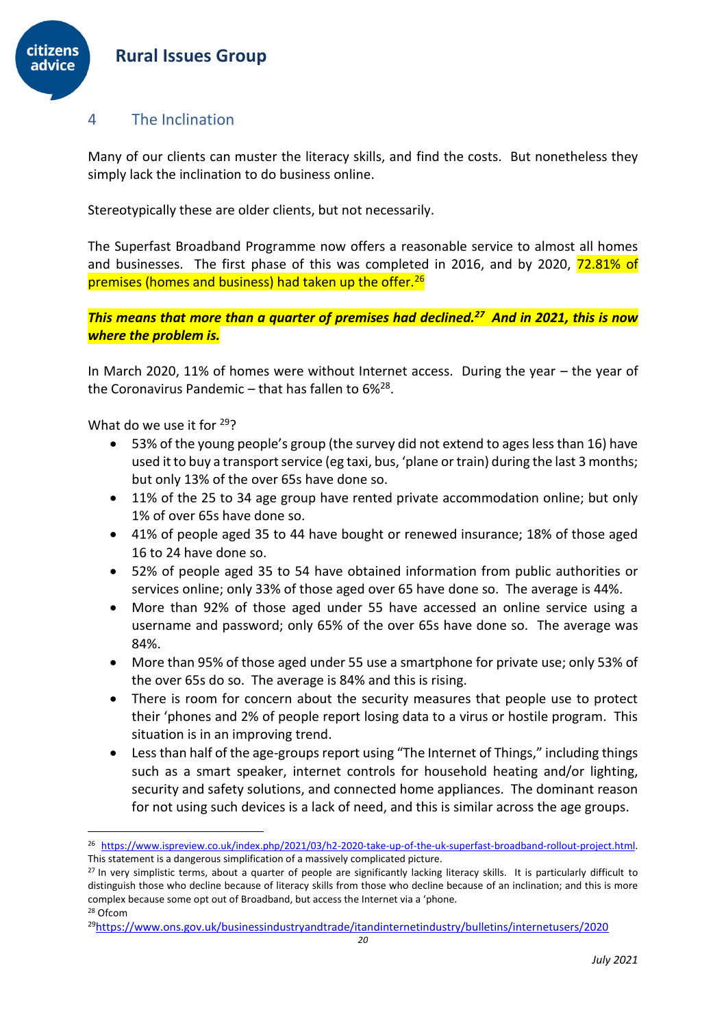## 4 The Inclination

Many of our clients can muster the literacy skills, and find the costs. But nonetheless they simply lack the inclination to do business online.

Stereotypically these are older clients, but not necessarily.

The Superfast Broadband Programme now offers a reasonable service to almost all homes and businesses. The first phase of this was completed in 2016, and by 2020, 72.81% of premises (homes and business) had taken up the offer.[26]

***This means that more than a quarter of premises had declined.[27] And in 2021, this is now where the problem is.***

In March 2020, 11% of homes were without Internet access. During the year – the year of the Coronavirus Pandemic – that has fallen to 6%[28].

What do we use it for [29]?

- 53% of the young people's group (the survey did not extend to ages less than 16) have used it to buy a transport service (eg taxi, bus, 'plane or train) during the last 3 months; but only 13% of the over 65s have done so.
- 11% of the 25 to 34 age group have rented private accommodation online; but only 1% of over 65s have done so.
- 41% of people aged 35 to 44 have bought or renewed insurance; 18% of those aged 16 to 24 have done so.
- 52% of people aged 35 to 54 have obtained information from public authorities or services online; only 33% of those aged over 65 have done so. The average is 44%.
- More than 92% of those aged under 55 have accessed an online service using a username and password; only 65% of the over 65s have done so. The average was 84%.
- More than 95% of those aged under 55 use a smartphone for private use; only 53% of the over 65s do so. The average is 84% and this is rising.
- There is room for concern about the security measures that people use to protect their 'phones and 2% of people report losing data to a virus or hostile program. This situation is in an improving trend.
- Less than half of the age-groups report using "The Internet of Things," including things such as a smart speaker, internet controls for household heating and/or lighting, security and safety solutions, and connected home appliances. The dominant reason for not using such devices is a lack of need, and this is similar across the age groups.

---

[26] https://www.ispreview.co.uk/index.php/2021/03/h2-2020-take-up-of-the-uk-superfast-broadband-rollout-project.html. This statement is a dangerous simplification of a massively complicated picture.

[27] In very simplistic terms, about a quarter of people are significantly lacking literacy skills. It is particularly difficult to distinguish those who decline because of literacy skills from those who decline because of an inclination; and this is more complex because some opt out of Broadband, but access the Internet via a 'phone.

[28] Ofcom

[29] https://www.ons.gov.uk/businessindustryandtrade/itandinternetindustry/bulletins/internetusers/2020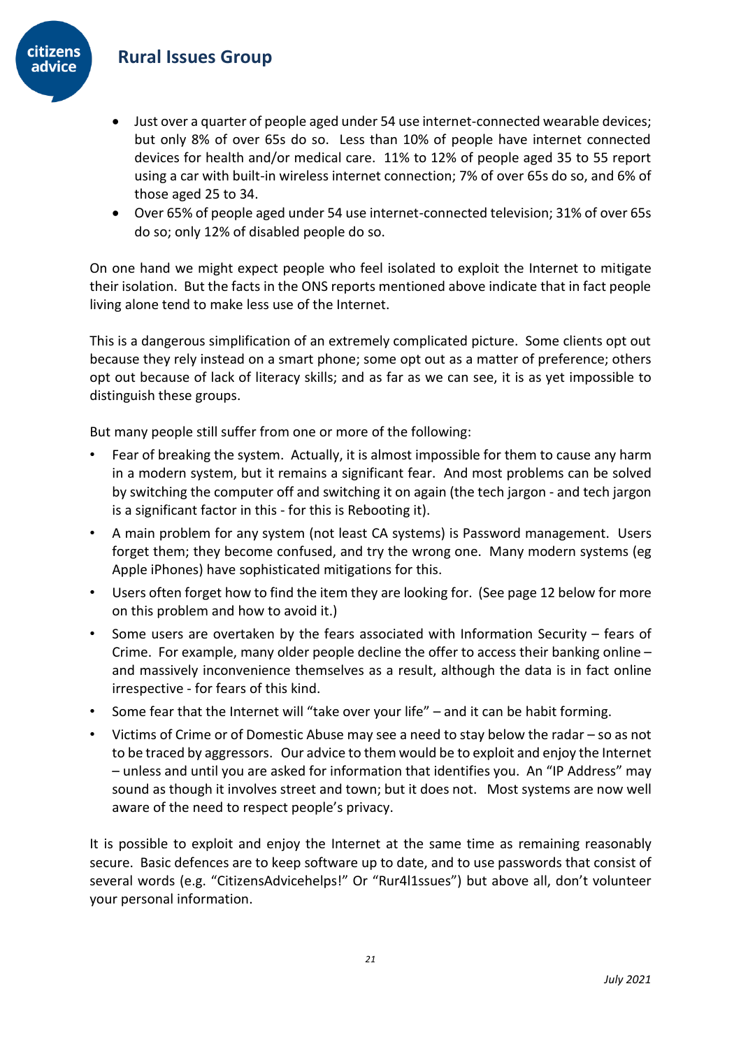- Just over a quarter of people aged under 54 use internet-connected wearable devices; but only 8% of over 65s do so. Less than 10% of people have internet connected devices for health and/or medical care. 11% to 12% of people aged 35 to 55 report using a car with built-in wireless internet connection; 7% of over 65s do so, and 6% of those aged 25 to 34.
- Over 65% of people aged under 54 use internet-connected television; 31% of over 65s do so; only 12% of disabled people do so.

On one hand we might expect people who feel isolated to exploit the Internet to mitigate their isolation. But the facts in the ONS reports mentioned above indicate that in fact people living alone tend to make less use of the Internet.

This is a dangerous simplification of an extremely complicated picture. Some clients opt out because they rely instead on a smart phone; some opt out as a matter of preference; others opt out because of lack of literacy skills; and as far as we can see, it is as yet impossible to distinguish these groups.

But many people still suffer from one or more of the following:

- Fear of breaking the system. Actually, it is almost impossible for them to cause any harm in a modern system, but it remains a significant fear. And most problems can be solved by switching the computer off and switching it on again (the tech jargon - and tech jargon is a significant factor in this - for this is Rebooting it).
- A main problem for any system (not least CA systems) is Password management. Users forget them; they become confused, and try the wrong one. Many modern systems (eg Apple iPhones) have sophisticated mitigations for this.
- Users often forget how to find the item they are looking for. (See page 12 below for more on this problem and how to avoid it.)
- Some users are overtaken by the fears associated with Information Security – fears of Crime. For example, many older people decline the offer to access their banking online – and massively inconvenience themselves as a result, although the data is in fact online irrespective - for fears of this kind.
- Some fear that the Internet will "take over your life" – and it can be habit forming.
- Victims of Crime or of Domestic Abuse may see a need to stay below the radar – so as not to be traced by aggressors. Our advice to them would be to exploit and enjoy the Internet – unless and until you are asked for information that identifies you. An "IP Address" may sound as though it involves street and town; but it does not. Most systems are now well aware of the need to respect people's privacy.

It is possible to exploit and enjoy the Internet at the same time as remaining reasonably secure. Basic defences are to keep software up to date, and to use passwords that consist of several words (e.g. "CitizensAdvicehelps!" Or "Rur4l1ssues") but above all, don't volunteer your personal information.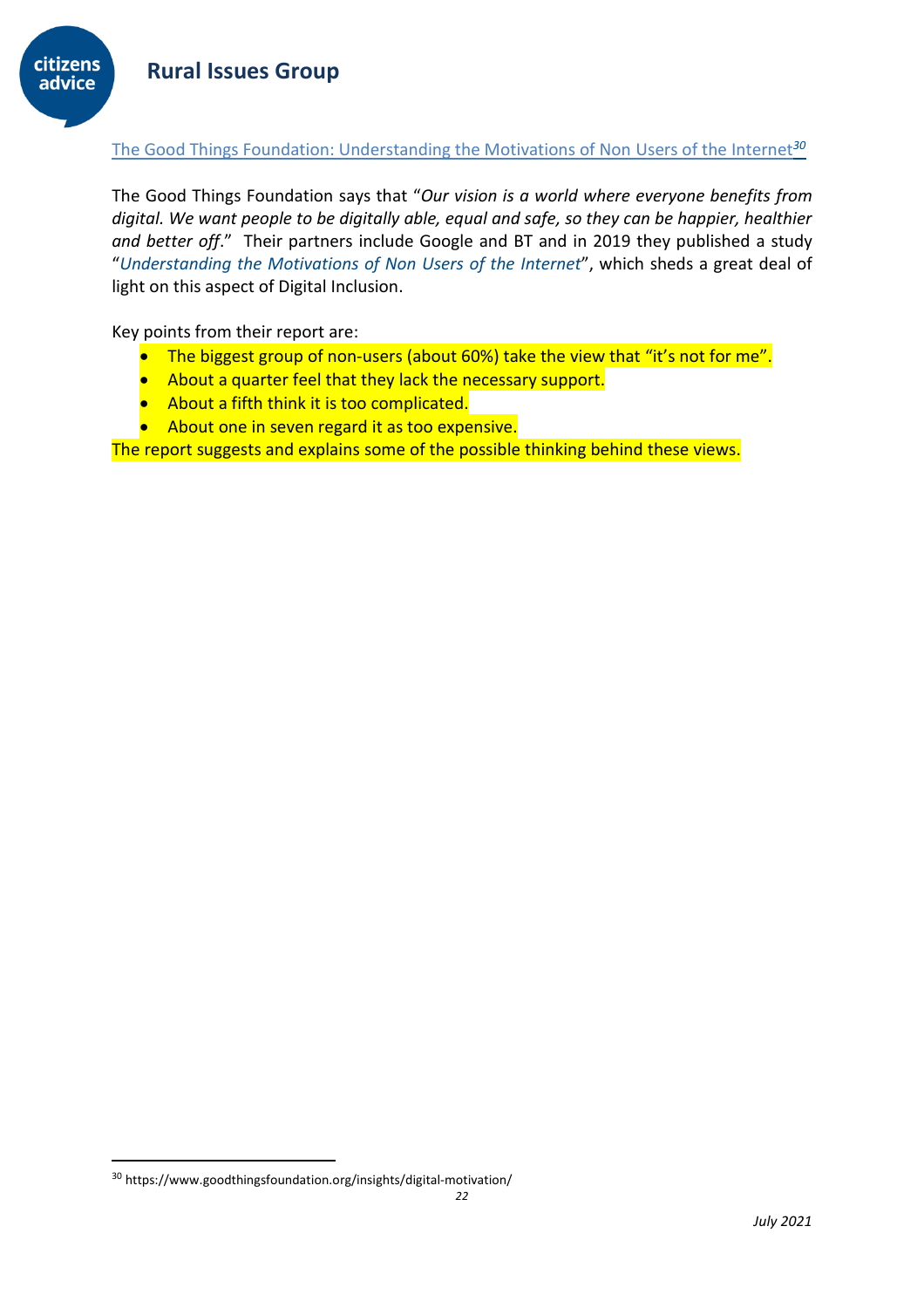### The Good Things Foundation: Understanding the Motivations of Non Users of the Internet[30]

The Good Things Foundation says that "*Our vision is a world where everyone benefits from digital. We want people to be digitally able, equal and safe, so they can be happier, healthier and better off*." Their partners include Google and BT and in 2019 they published a study "*Understanding the Motivations of Non Users of the Internet*", which sheds a great deal of light on this aspect of Digital Inclusion.

Key points from their report are:

- The biggest group of non-users (about 60%) take the view that "it's not for me".
- About a quarter feel that they lack the necessary support.
- About a fifth think it is too complicated.
- About one in seven regard it as too expensive.

The report suggests and explains some of the possible thinking behind these views.

[30] https://www.goodthingsfoundation.org/insights/digital-motivation/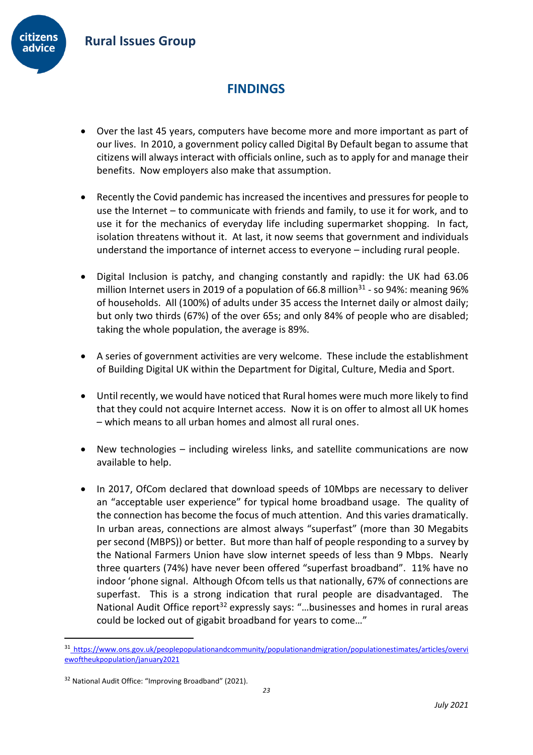## FINDINGS

- Over the last 45 years, computers have become more and more important as part of our lives. In 2010, a government policy called Digital By Default began to assume that citizens will always interact with officials online, such as to apply for and manage their benefits. Now employers also make that assumption.

- Recently the Covid pandemic has increased the incentives and pressures for people to use the Internet – to communicate with friends and family, to use it for work, and to use it for the mechanics of everyday life including supermarket shopping. In fact, isolation threatens without it. At last, it now seems that government and individuals understand the importance of internet access to everyone – including rural people.

- Digital Inclusion is patchy, and changing constantly and rapidly: the UK had 63.06 million Internet users in 2019 of a population of 66.8 million[31] - so 94%: meaning 96% of households. All (100%) of adults under 35 access the Internet daily or almost daily; but only two thirds (67%) of the over 65s; and only 84% of people who are disabled; taking the whole population, the average is 89%.

- A series of government activities are very welcome. These include the establishment of Building Digital UK within the Department for Digital, Culture, Media and Sport.

- Until recently, we would have noticed that Rural homes were much more likely to find that they could not acquire Internet access. Now it is on offer to almost all UK homes – which means to all urban homes and almost all rural ones.

- New technologies – including wireless links, and satellite communications are now available to help.

- In 2017, OfCom declared that download speeds of 10Mbps are necessary to deliver an "acceptable user experience" for typical home broadband usage. The quality of the connection has become the focus of much attention. And this varies dramatically. In urban areas, connections are almost always "superfast" (more than 30 Megabits per second (MBPS)) or better. But more than half of people responding to a survey by the National Farmers Union have slow internet speeds of less than 9 Mbps. Nearly three quarters (74%) have never been offered "superfast broadband". 11% have no indoor 'phone signal. Although Ofcom tells us that nationally, 67% of connections are superfast. This is a strong indication that rural people are disadvantaged. The National Audit Office report[32] expressly says: "…businesses and homes in rural areas could be locked out of gigabit broadband for years to come…"

---

[31] https://www.ons.gov.uk/peoplepopulationandcommunity/populationandmigration/populationestimates/articles/overviewoftheukpopulation/january2021

[32] National Audit Office: "Improving Broadband" (2021).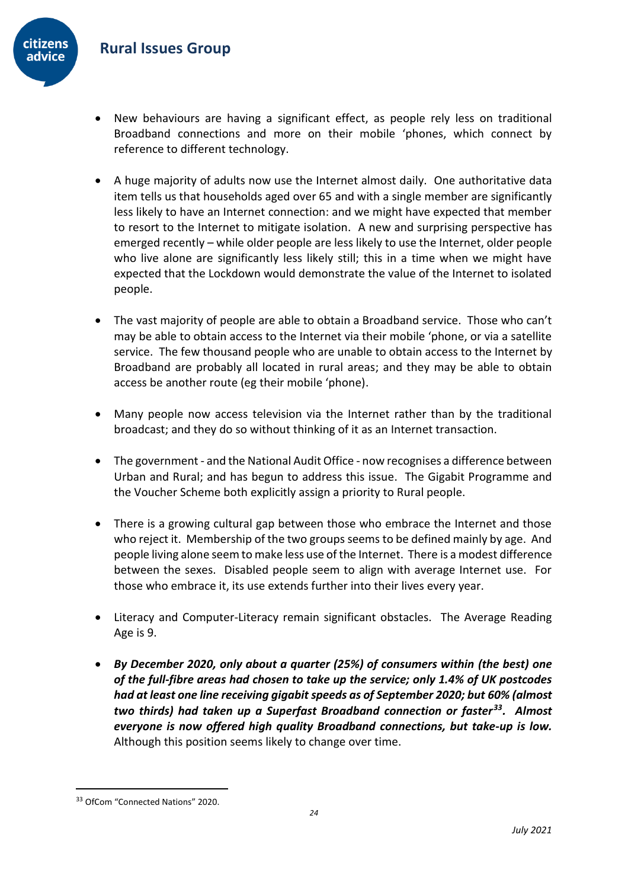- New behaviours are having a significant effect, as people rely less on traditional Broadband connections and more on their mobile 'phones, which connect by reference to different technology.

- A huge majority of adults now use the Internet almost daily. One authoritative data item tells us that households aged over 65 and with a single member are significantly less likely to have an Internet connection: and we might have expected that member to resort to the Internet to mitigate isolation. A new and surprising perspective has emerged recently – while older people are less likely to use the Internet, older people who live alone are significantly less likely still; this in a time when we might have expected that the Lockdown would demonstrate the value of the Internet to isolated people.

- The vast majority of people are able to obtain a Broadband service. Those who can't may be able to obtain access to the Internet via their mobile 'phone, or via a satellite service. The few thousand people who are unable to obtain access to the Internet by Broadband are probably all located in rural areas; and they may be able to obtain access be another route (eg their mobile 'phone).

- Many people now access television via the Internet rather than by the traditional broadcast; and they do so without thinking of it as an Internet transaction.

- The government - and the National Audit Office - now recognises a difference between Urban and Rural; and has begun to address this issue. The Gigabit Programme and the Voucher Scheme both explicitly assign a priority to Rural people.

- There is a growing cultural gap between those who embrace the Internet and those who reject it. Membership of the two groups seems to be defined mainly by age. And people living alone seem to make less use of the Internet. There is a modest difference between the sexes. Disabled people seem to align with average Internet use. For those who embrace it, its use extends further into their lives every year.

- Literacy and Computer-Literacy remain significant obstacles. The Average Reading Age is 9.

- ***By December 2020, only about a quarter (25%) of consumers within (the best) one of the full-fibre areas had chosen to take up the service; only 1.4% of UK postcodes had at least one line receiving gigabit speeds as of September 2020; but 60% (almost two thirds) had taken up a Superfast Broadband connection or faster[33]. Almost everyone is now offered high quality Broadband connections, but take-up is low.*** Although this position seems likely to change over time.

---

[33] OfCom "Connected Nations" 2020.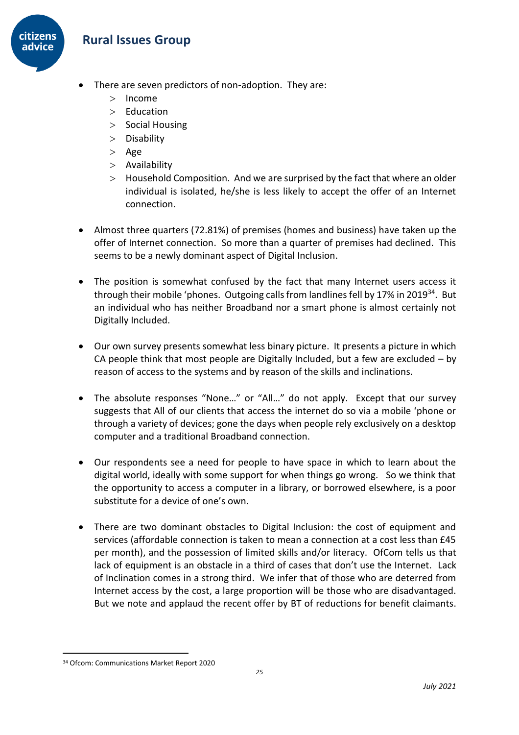- There are seven predictors of non-adoption. They are:
  - Income
  - Education
  - Social Housing
  - Disability
  - Age
  - Availability
  - Household Composition. And we are surprised by the fact that where an older individual is isolated, he/she is less likely to accept the offer of an Internet connection.

- Almost three quarters (72.81%) of premises (homes and business) have taken up the offer of Internet connection. So more than a quarter of premises had declined. This seems to be a newly dominant aspect of Digital Inclusion.

- The position is somewhat confused by the fact that many Internet users access it through their mobile 'phones. Outgoing calls from landlines fell by 17% in 2019[34]. But an individual who has neither Broadband nor a smart phone is almost certainly not Digitally Included.

- Our own survey presents somewhat less binary picture. It presents a picture in which CA people think that most people are Digitally Included, but a few are excluded – by reason of access to the systems and by reason of the skills and inclinations.

- The absolute responses "None…" or "All…" do not apply. Except that our survey suggests that All of our clients that access the internet do so via a mobile 'phone or through a variety of devices; gone the days when people rely exclusively on a desktop computer and a traditional Broadband connection.

- Our respondents see a need for people to have space in which to learn about the digital world, ideally with some support for when things go wrong. So we think that the opportunity to access a computer in a library, or borrowed elsewhere, is a poor substitute for a device of one's own.

- There are two dominant obstacles to Digital Inclusion: the cost of equipment and services (affordable connection is taken to mean a connection at a cost less than £45 per month), and the possession of limited skills and/or literacy. OfCom tells us that lack of equipment is an obstacle in a third of cases that don't use the Internet. Lack of Inclination comes in a strong third. We infer that of those who are deterred from Internet access by the cost, a large proportion will be those who are disadvantaged. But we note and applaud the recent offer by BT of reductions for benefit claimants.

[34] Ofcom: Communications Market Report 2020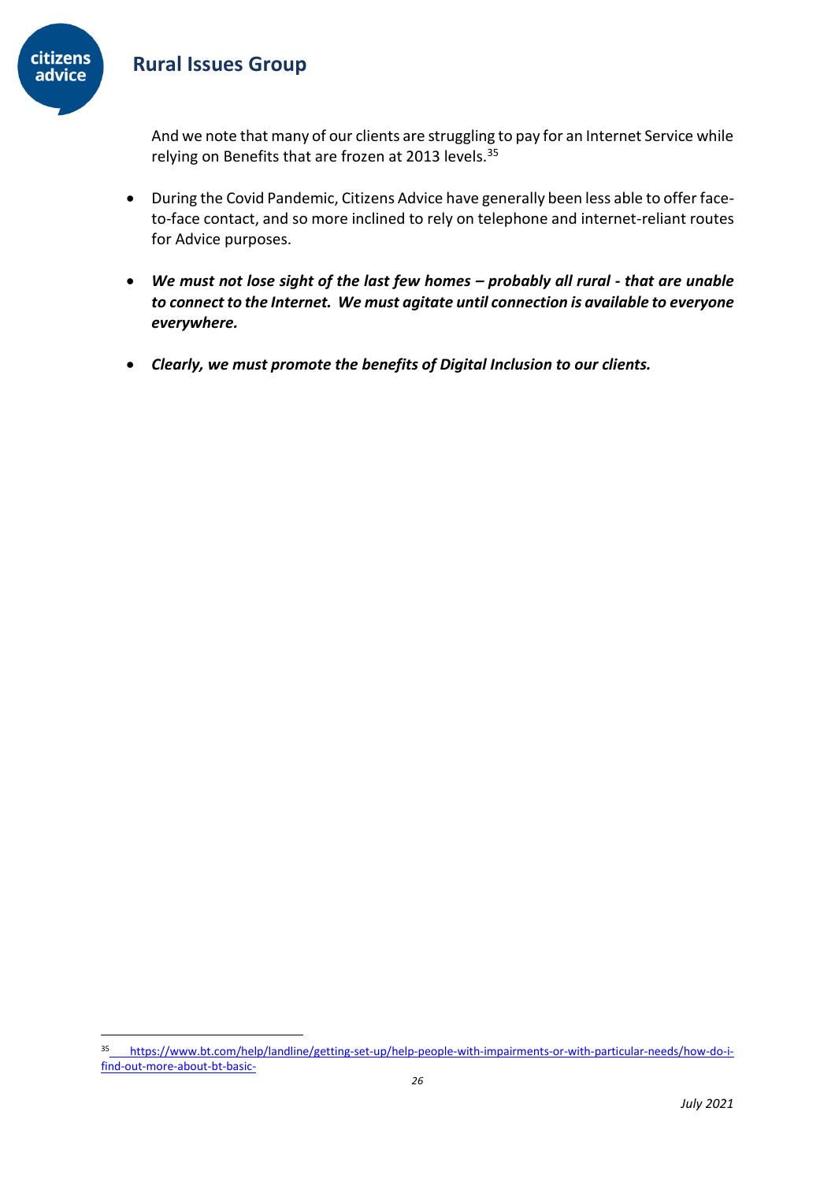And we note that many of our clients are struggling to pay for an Internet Service while relying on Benefits that are frozen at 2013 levels.[35]

- During the Covid Pandemic, Citizens Advice have generally been less able to offer face-to-face contact, and so more inclined to rely on telephone and internet-reliant routes for Advice purposes.

- ***We must not lose sight of the last few homes – probably all rural - that are unable to connect to the Internet. We must agitate until connection is available to everyone everywhere.***

- ***Clearly, we must promote the benefits of Digital Inclusion to our clients.***

---

[35] https://www.bt.com/help/landline/getting-set-up/help-people-with-impairments-or-with-particular-needs/how-do-i-find-out-more-about-bt-basic-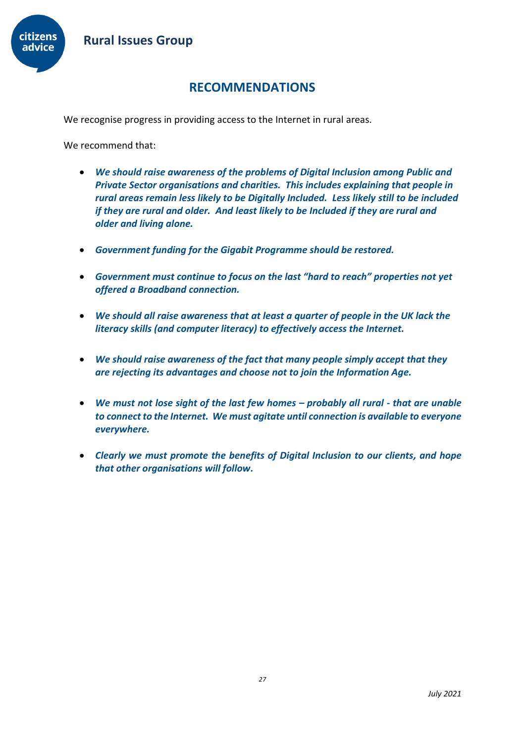## RECOMMENDATIONS

We recognise progress in providing access to the Internet in rural areas.

We recommend that:

- ***We should raise awareness of the problems of Digital Inclusion among Public and Private Sector organisations and charities. This includes explaining that people in rural areas remain less likely to be Digitally Included. Less likely still to be included if they are rural and older. And least likely to be Included if they are rural and older and living alone.***

- ***Government funding for the Gigabit Programme should be restored.***

- ***Government must continue to focus on the last "hard to reach" properties not yet offered a Broadband connection.***

- ***We should all raise awareness that at least a quarter of people in the UK lack the literacy skills (and computer literacy) to effectively access the Internet.***

- ***We should raise awareness of the fact that many people simply accept that they are rejecting its advantages and choose not to join the Information Age.***

- ***We must not lose sight of the last few homes – probably all rural - that are unable to connect to the Internet. We must agitate until connection is available to everyone everywhere.***

- ***Clearly we must promote the benefits of Digital Inclusion to our clients, and hope that other organisations will follow.***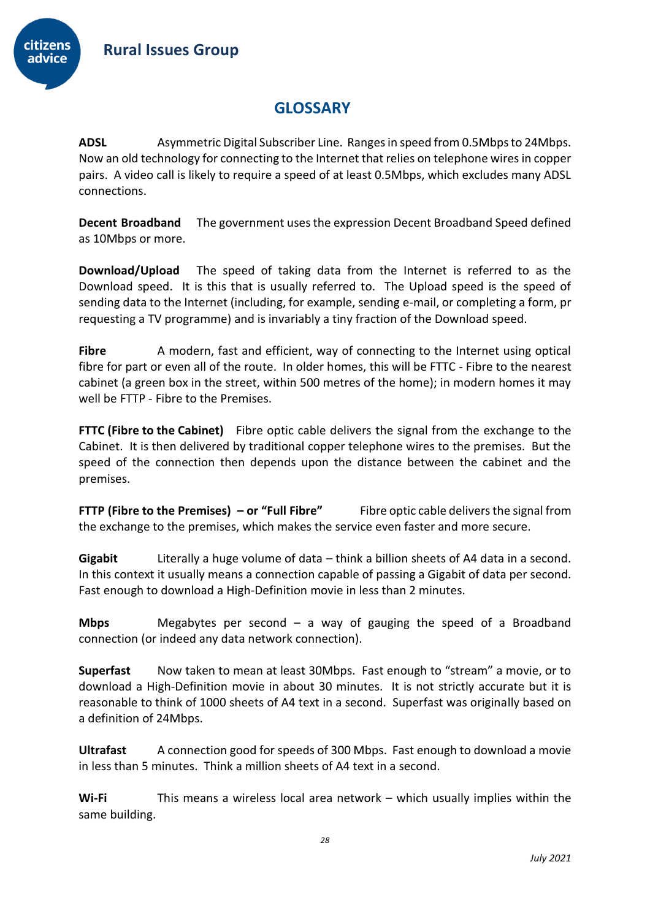## GLOSSARY

**ADSL** Asymmetric Digital Subscriber Line. Ranges in speed from 0.5Mbps to 24Mbps. Now an old technology for connecting to the Internet that relies on telephone wires in copper pairs. A video call is likely to require a speed of at least 0.5Mbps, which excludes many ADSL connections.

**Decent Broadband** The government uses the expression Decent Broadband Speed defined as 10Mbps or more.

**Download/Upload** The speed of taking data from the Internet is referred to as the Download speed. It is this that is usually referred to. The Upload speed is the speed of sending data to the Internet (including, for example, sending e-mail, or completing a form, pr requesting a TV programme) and is invariably a tiny fraction of the Download speed.

**Fibre** A modern, fast and efficient, way of connecting to the Internet using optical fibre for part or even all of the route. In older homes, this will be FTTC - Fibre to the nearest cabinet (a green box in the street, within 500 metres of the home); in modern homes it may well be FTTP - Fibre to the Premises.

**FTTC (Fibre to the Cabinet)** Fibre optic cable delivers the signal from the exchange to the Cabinet. It is then delivered by traditional copper telephone wires to the premises. But the speed of the connection then depends upon the distance between the cabinet and the premises.

**FTTP (Fibre to the Premises) – or "Full Fibre"** Fibre optic cable delivers the signal from the exchange to the premises, which makes the service even faster and more secure.

**Gigabit** Literally a huge volume of data – think a billion sheets of A4 data in a second. In this context it usually means a connection capable of passing a Gigabit of data per second. Fast enough to download a High-Definition movie in less than 2 minutes.

**Mbps** Megabytes per second – a way of gauging the speed of a Broadband connection (or indeed any data network connection).

**Superfast** Now taken to mean at least 30Mbps. Fast enough to "stream" a movie, or to download a High-Definition movie in about 30 minutes. It is not strictly accurate but it is reasonable to think of 1000 sheets of A4 text in a second. Superfast was originally based on a definition of 24Mbps.

**Ultrafast** A connection good for speeds of 300 Mbps. Fast enough to download a movie in less than 5 minutes. Think a million sheets of A4 text in a second.

**Wi-Fi** This means a wireless local area network – which usually implies within the same building.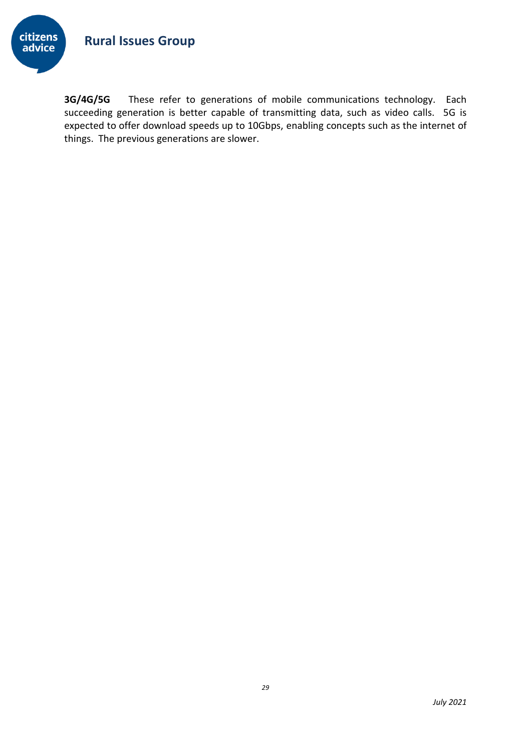**3G/4G/5G** These refer to generations of mobile communications technology. Each succeeding generation is better capable of transmitting data, such as video calls. 5G is expected to offer download speeds up to 10Gbps, enabling concepts such as the internet of things. The previous generations are slower.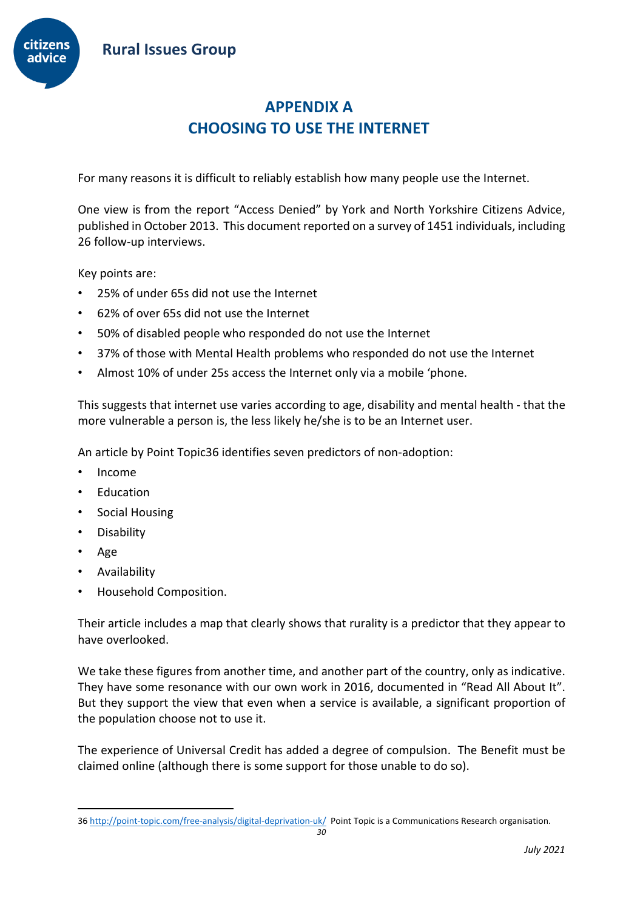# APPENDIX A
# CHOOSING TO USE THE INTERNET

For many reasons it is difficult to reliably establish how many people use the Internet.

One view is from the report "Access Denied" by York and North Yorkshire Citizens Advice, published in October 2013. This document reported on a survey of 1451 individuals, including 26 follow-up interviews.

Key points are:

- 25% of under 65s did not use the Internet
- 62% of over 65s did not use the Internet
- 50% of disabled people who responded do not use the Internet
- 37% of those with Mental Health problems who responded do not use the Internet
- Almost 10% of under 25s access the Internet only via a mobile 'phone.

This suggests that internet use varies according to age, disability and mental health - that the more vulnerable a person is, the less likely he/she is to be an Internet user.

An article by Point Topic[36] identifies seven predictors of non-adoption:

- Income
- Education
- Social Housing
- Disability
- Age
- Availability
- Household Composition.

Their article includes a map that clearly shows that rurality is a predictor that they appear to have overlooked.

We take these figures from another time, and another part of the country, only as indicative. They have some resonance with our own work in 2016, documented in "Read All About It". But they support the view that even when a service is available, a significant proportion of the population choose not to use it.

The experience of Universal Credit has added a degree of compulsion. The Benefit must be claimed online (although there is some support for those unable to do so).

---

36 http://point-topic.com/free-analysis/digital-deprivation-uk/ Point Topic is a Communications Research organisation.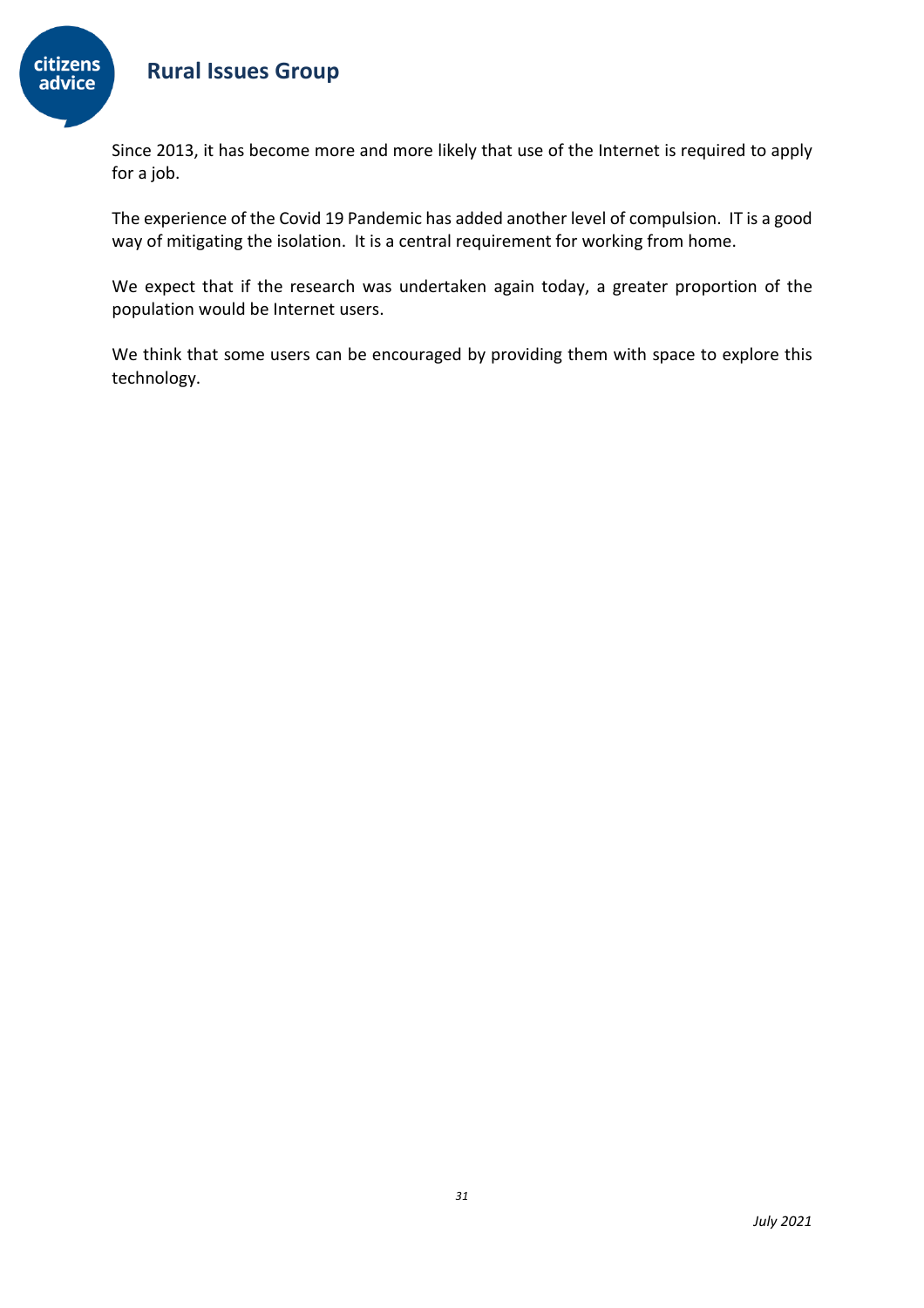Since 2013, it has become more and more likely that use of the Internet is required to apply for a job.

The experience of the Covid 19 Pandemic has added another level of compulsion. IT is a good way of mitigating the isolation. It is a central requirement for working from home.

We expect that if the research was undertaken again today, a greater proportion of the population would be Internet users.

We think that some users can be encouraged by providing them with space to explore this technology.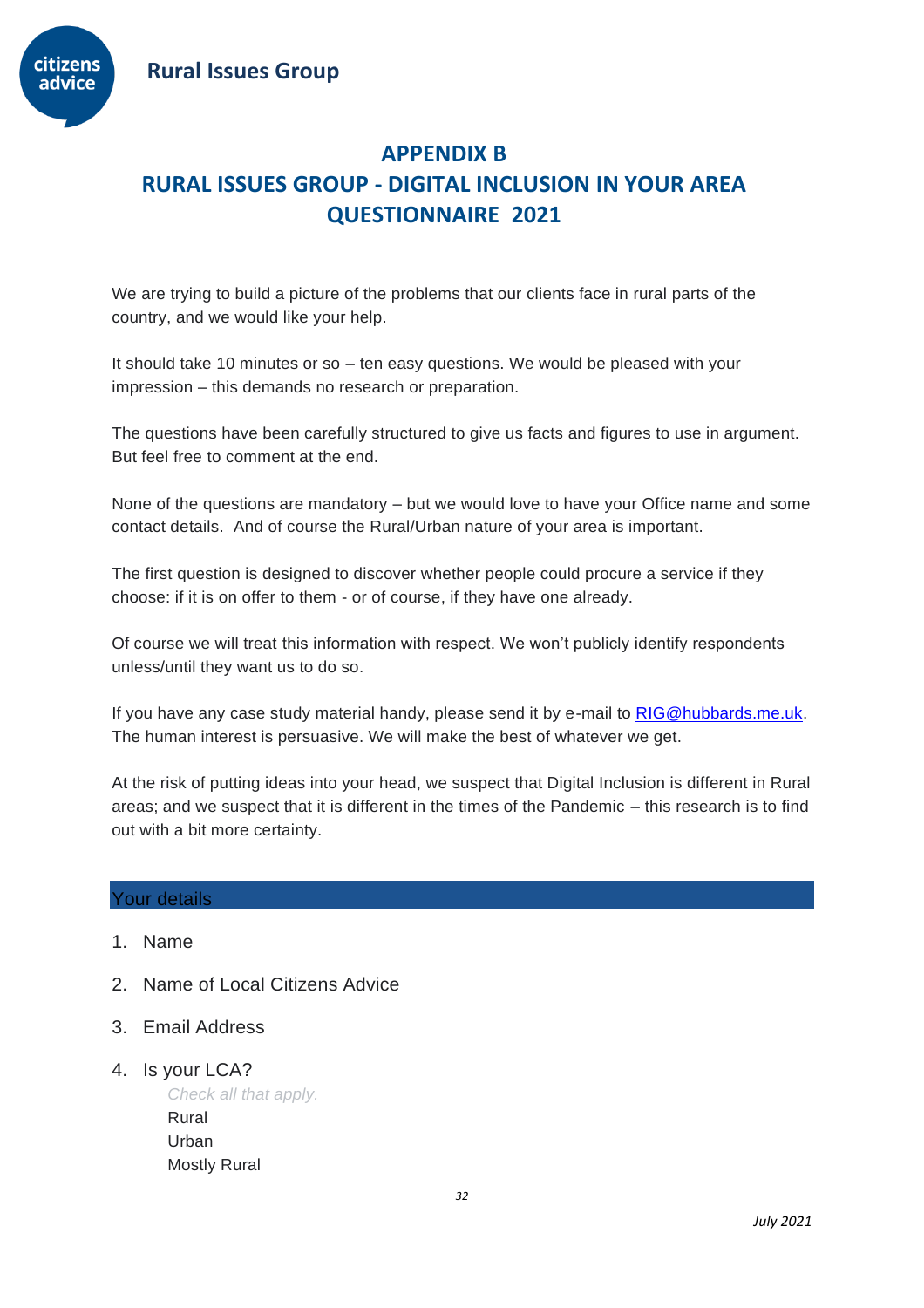# APPENDIX B
# RURAL ISSUES GROUP - DIGITAL INCLUSION IN YOUR AREA QUESTIONNAIRE 2021

We are trying to build a picture of the problems that our clients face in rural parts of the country, and we would like your help.

It should take 10 minutes or so – ten easy questions. We would be pleased with your impression – this demands no research or preparation.

The questions have been carefully structured to give us facts and figures to use in argument. But feel free to comment at the end.

None of the questions are mandatory – but we would love to have your Office name and some contact details. And of course the Rural/Urban nature of your area is important.

The first question is designed to discover whether people could procure a service if they choose: if it is on offer to them - or of course, if they have one already.

Of course we will treat this information with respect. We won't publicly identify respondents unless/until they want us to do so.

If you have any case study material handy, please send it by e-mail to [RIG@hubbards.me.uk](mailto:RIG@hubbards.me.uk). The human interest is persuasive. We will make the best of whatever we get.

At the risk of putting ideas into your head, we suspect that Digital Inclusion is different in Rural areas; and we suspect that it is different in the times of the Pandemic – this research is to find out with a bit more certainty.

## Your details

1. Name
2. Name of Local Citizens Advice
3. Email Address
4. Is your LCA?

   *Check all that apply.*

   Rural
   Urban
   Mostly Rural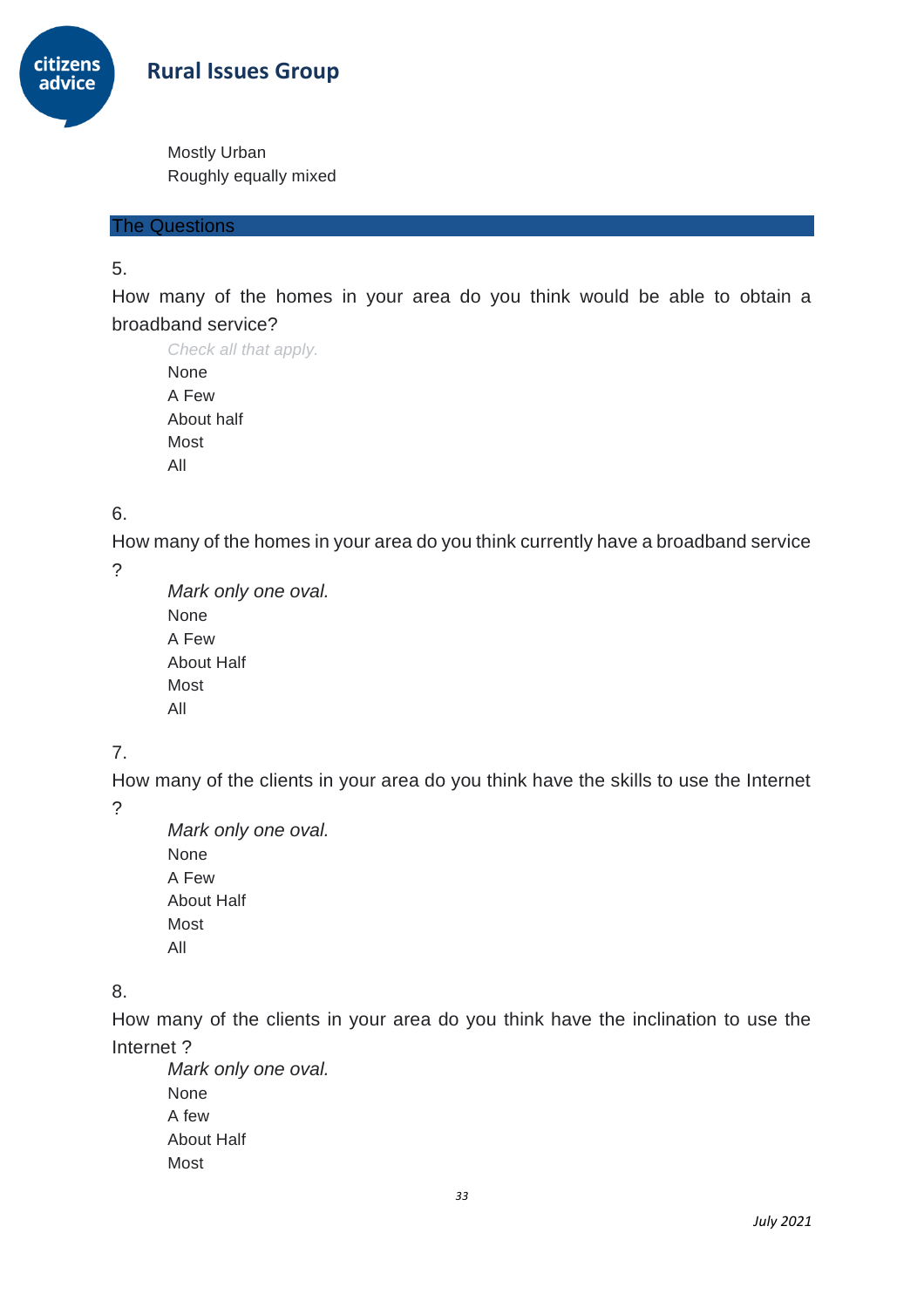Mostly Urban
Roughly equally mixed

## The Questions

5.

How many of the homes in your area do you think would be able to obtain a broadband service?

*Check all that apply.*

None
A Few
About half
Most
All

6.

How many of the homes in your area do you think currently have a broadband service ?

*Mark only one oval.*

None
A Few
About Half
Most
All

7.

How many of the clients in your area do you think have the skills to use the Internet ?

*Mark only one oval.*

None
A Few
About Half
Most
All

8.

How many of the clients in your area do you think have the inclination to use the Internet ?

*Mark only one oval.*

None
A few
About Half
Most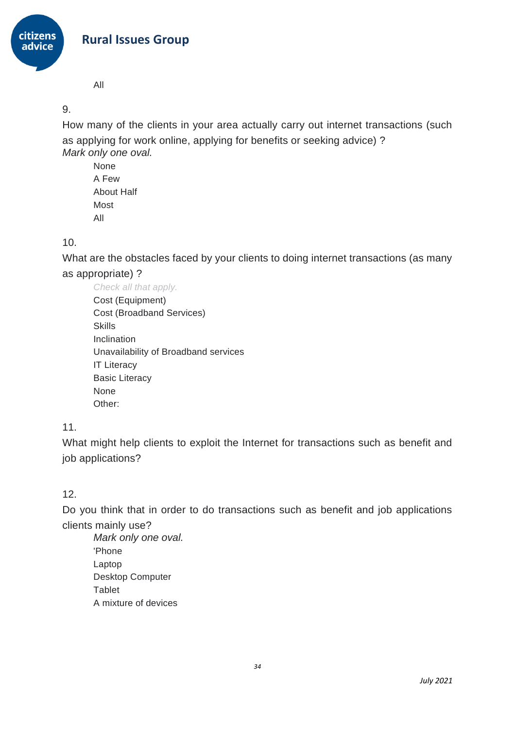All

9.

How many of the clients in your area actually carry out internet transactions (such as applying for work online, applying for benefits or seeking advice) ?
*Mark only one oval.*

None
A Few
About Half
Most
All

10.

What are the obstacles faced by your clients to doing internet transactions (as many as appropriate) ?

*Check all that apply.*

Cost (Equipment)
Cost (Broadband Services)
Skills
Inclination
Unavailability of Broadband services
IT Literacy
Basic Literacy
None
Other:

11.

What might help clients to exploit the Internet for transactions such as benefit and job applications?

12.

Do you think that in order to do transactions such as benefit and job applications clients mainly use?

*Mark only one oval.*

'Phone
Laptop
Desktop Computer
Tablet
A mixture of devices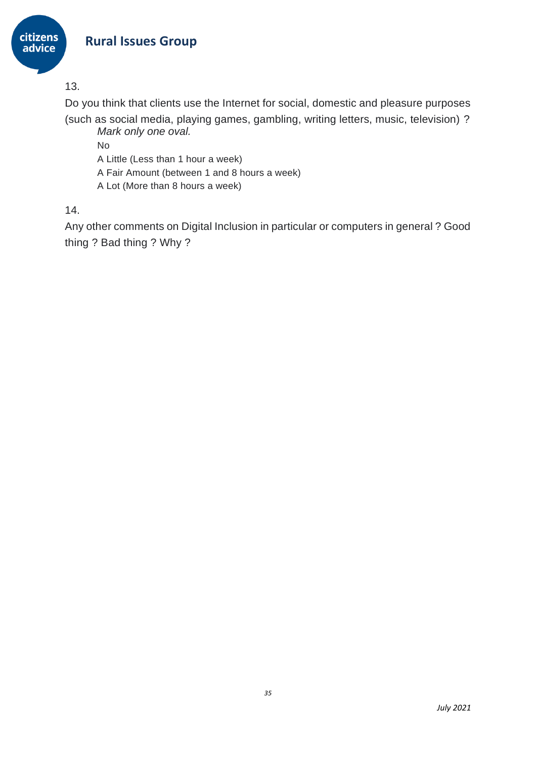13.

Do you think that clients use the Internet for social, domestic and pleasure purposes (such as social media, playing games, gambling, writing letters, music, television) ?

*Mark only one oval.*

No

A Little (Less than 1 hour a week)

A Fair Amount (between 1 and 8 hours a week)

A Lot (More than 8 hours a week)

14.

Any other comments on Digital Inclusion in particular or computers in general ? Good thing ? Bad thing ? Why ?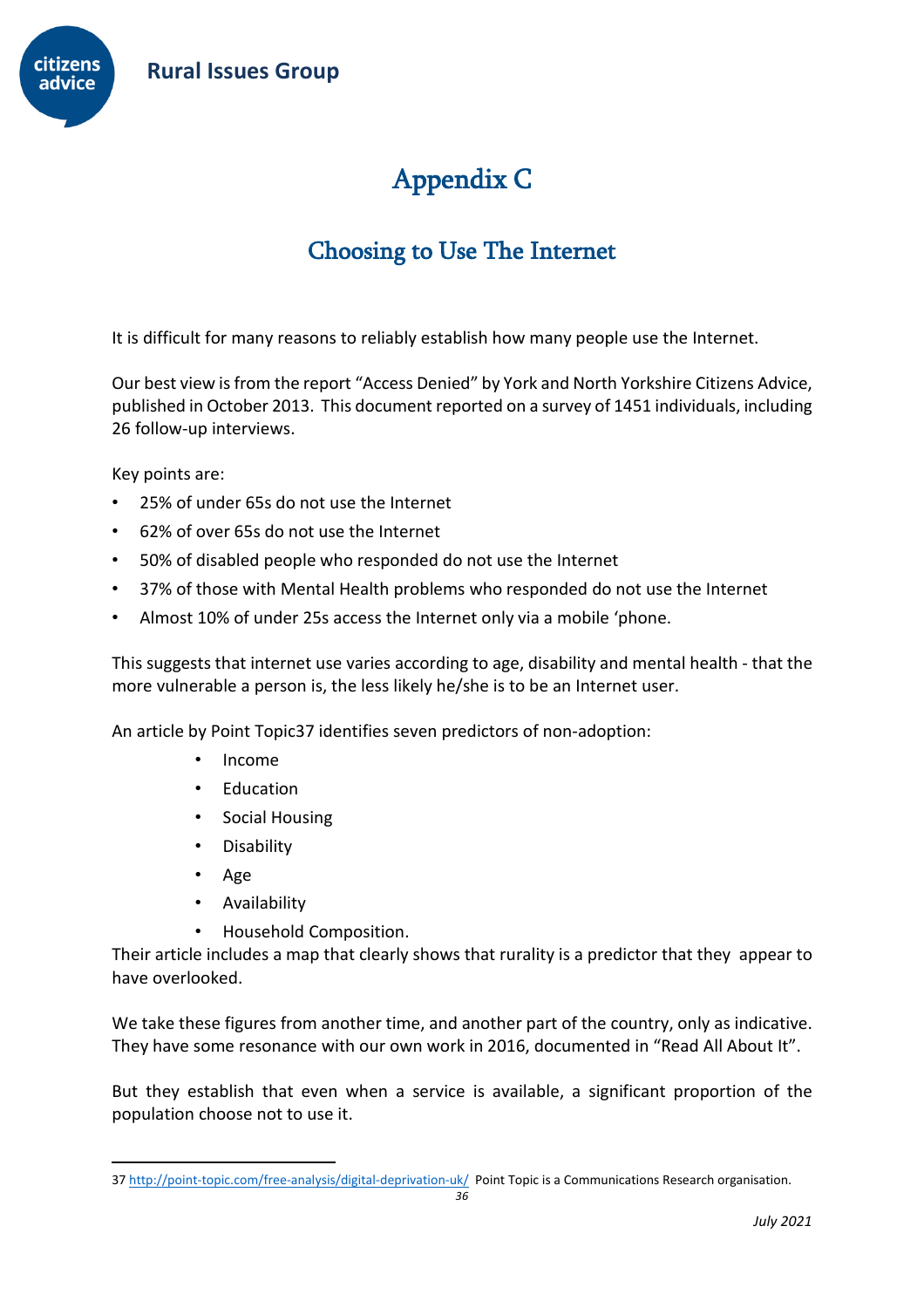# Appendix C

## Choosing to Use The Internet

It is difficult for many reasons to reliably establish how many people use the Internet.

Our best view is from the report "Access Denied" by York and North Yorkshire Citizens Advice, published in October 2013. This document reported on a survey of 1451 individuals, including 26 follow-up interviews.

Key points are:

- 25% of under 65s do not use the Internet
- 62% of over 65s do not use the Internet
- 50% of disabled people who responded do not use the Internet
- 37% of those with Mental Health problems who responded do not use the Internet
- Almost 10% of under 25s access the Internet only via a mobile 'phone.

This suggests that internet use varies according to age, disability and mental health - that the more vulnerable a person is, the less likely he/she is to be an Internet user.

An article by Point Topic[37] identifies seven predictors of non-adoption:

- Income
- Education
- Social Housing
- Disability
- Age
- Availability
- Household Composition.

Their article includes a map that clearly shows that rurality is a predictor that they appear to have overlooked.

We take these figures from another time, and another part of the country, only as indicative. They have some resonance with our own work in 2016, documented in "Read All About It".

But they establish that even when a service is available, a significant proportion of the population choose not to use it.

---

37 http://point-topic.com/free-analysis/digital-deprivation-uk/ Point Topic is a Communications Research organisation.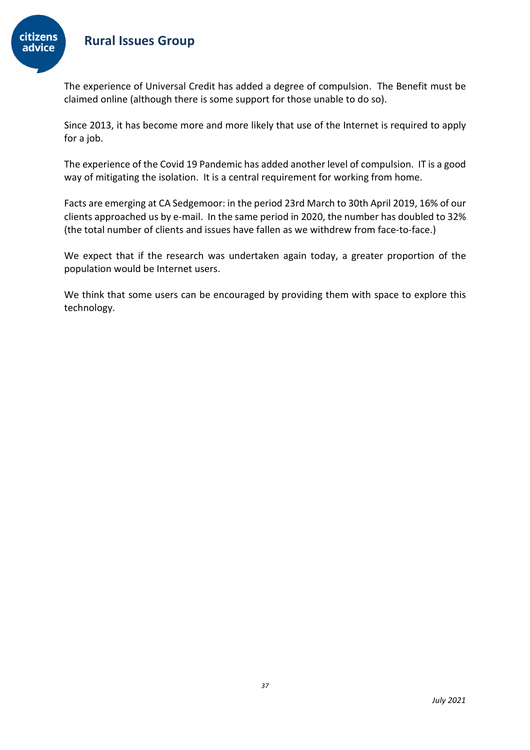The experience of Universal Credit has added a degree of compulsion. The Benefit must be claimed online (although there is some support for those unable to do so).

Since 2013, it has become more and more likely that use of the Internet is required to apply for a job.

The experience of the Covid 19 Pandemic has added another level of compulsion. IT is a good way of mitigating the isolation. It is a central requirement for working from home.

Facts are emerging at CA Sedgemoor: in the period 23rd March to 30th April 2019, 16% of our clients approached us by e-mail. In the same period in 2020, the number has doubled to 32% (the total number of clients and issues have fallen as we withdrew from face-to-face.)

We expect that if the research was undertaken again today, a greater proportion of the population would be Internet users.

We think that some users can be encouraged by providing them with space to explore this technology.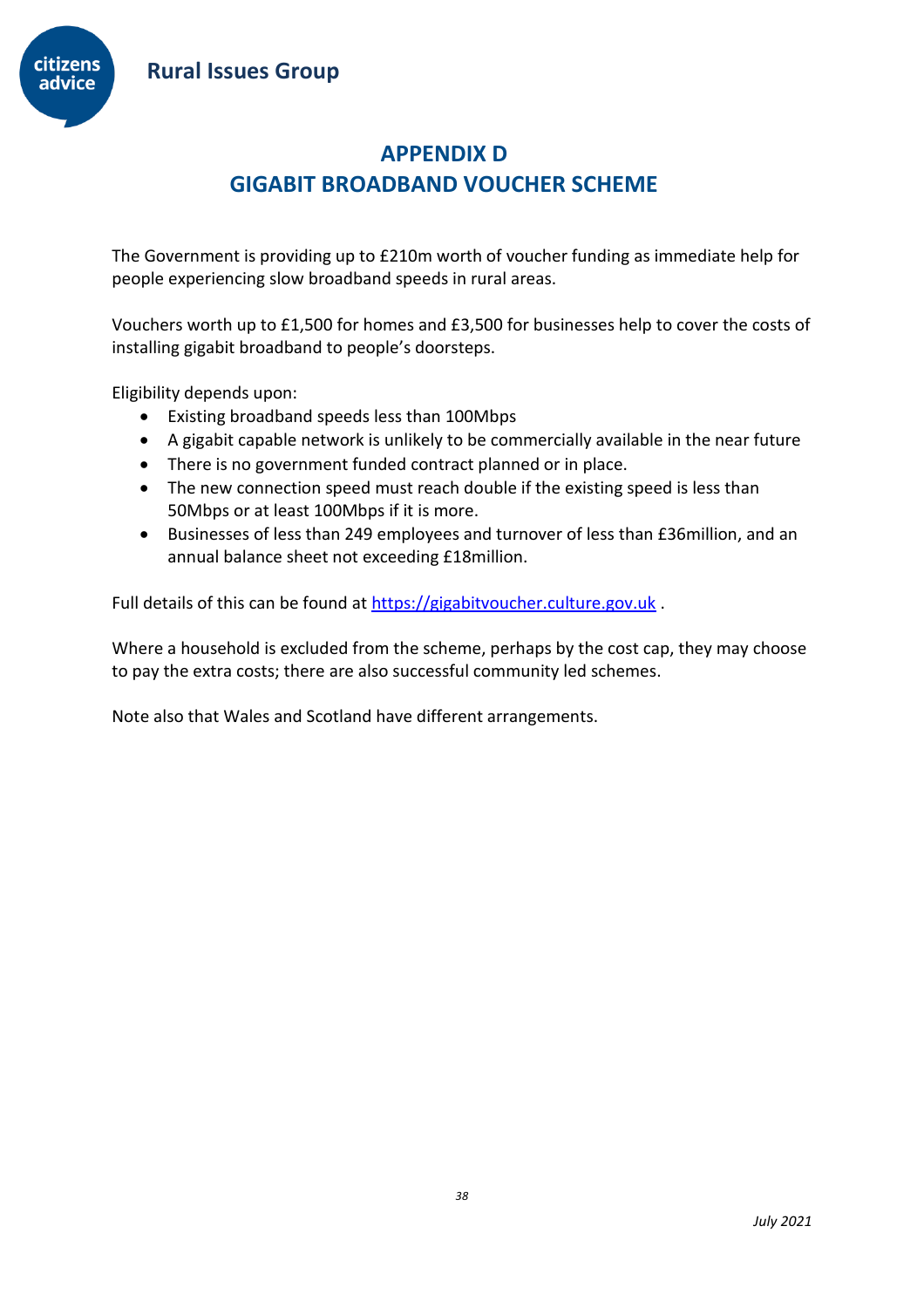# APPENDIX D
# GIGABIT BROADBAND VOUCHER SCHEME

The Government is providing up to £210m worth of voucher funding as immediate help for people experiencing slow broadband speeds in rural areas.

Vouchers worth up to £1,500 for homes and £3,500 for businesses help to cover the costs of installing gigabit broadband to people's doorsteps.

Eligibility depends upon:

- Existing broadband speeds less than 100Mbps
- A gigabit capable network is unlikely to be commercially available in the near future
- There is no government funded contract planned or in place.
- The new connection speed must reach double if the existing speed is less than 50Mbps or at least 100Mbps if it is more.
- Businesses of less than 249 employees and turnover of less than £36million, and an annual balance sheet not exceeding £18million.

Full details of this can be found at [https://gigabitvoucher.culture.gov.uk](https://gigabitvoucher.culture.gov.uk) .

Where a household is excluded from the scheme, perhaps by the cost cap, they may choose to pay the extra costs; there are also successful community led schemes.

Note also that Wales and Scotland have different arrangements.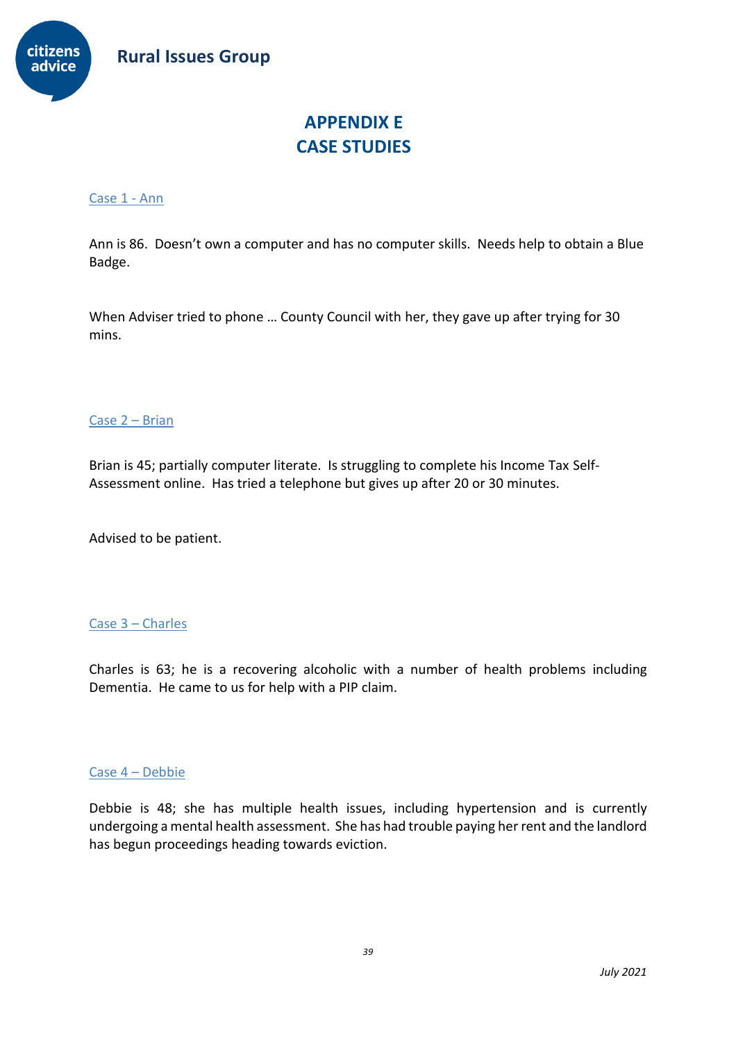# APPENDIX E
# CASE STUDIES

## Case 1 - Ann

Ann is 86. Doesn't own a computer and has no computer skills. Needs help to obtain a Blue Badge.

When Adviser tried to phone … County Council with her, they gave up after trying for 30 mins.

## Case 2 – Brian

Brian is 45; partially computer literate. Is struggling to complete his Income Tax Self-Assessment online. Has tried a telephone but gives up after 20 or 30 minutes.

Advised to be patient.

## Case 3 – Charles

Charles is 63; he is a recovering alcoholic with a number of health problems including Dementia. He came to us for help with a PIP claim.

## Case 4 – Debbie

Debbie is 48; she has multiple health issues, including hypertension and is currently undergoing a mental health assessment. She has had trouble paying her rent and the landlord has begun proceedings heading towards eviction.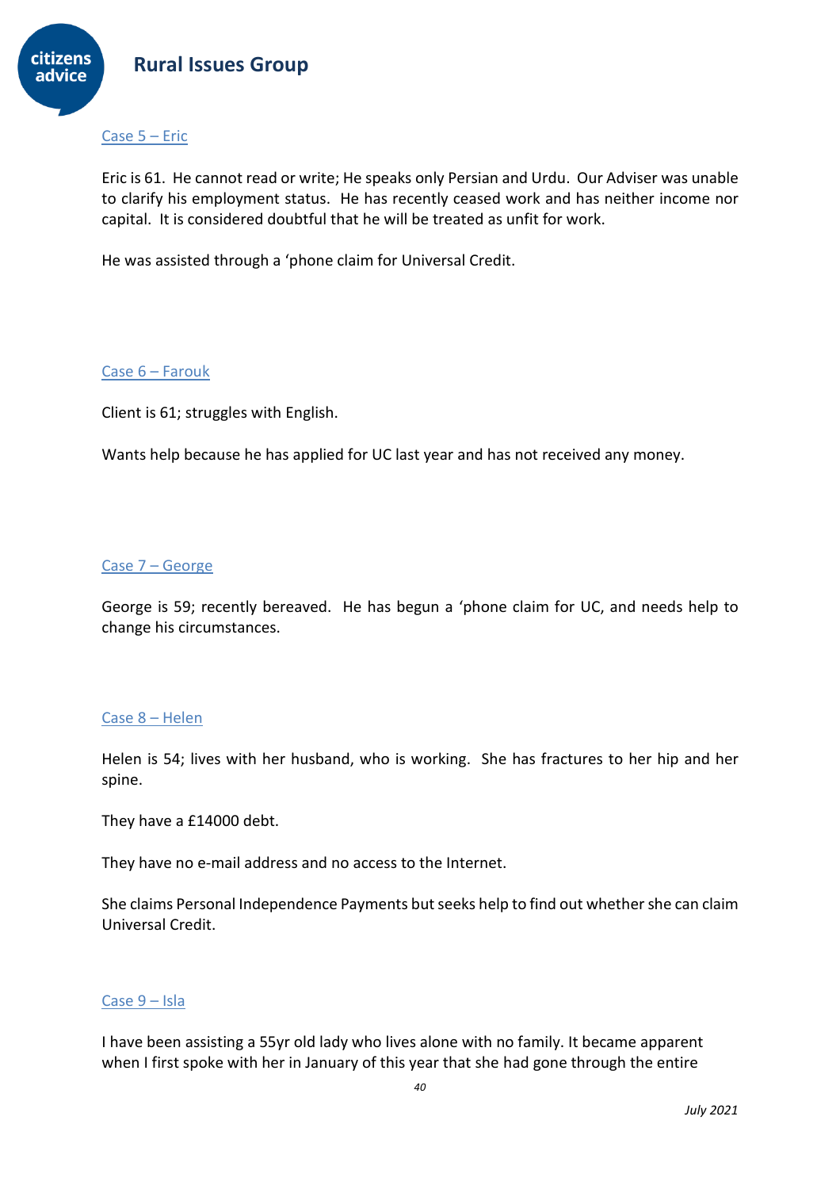### Case 5 – Eric

Eric is 61. He cannot read or write; He speaks only Persian and Urdu. Our Adviser was unable to clarify his employment status. He has recently ceased work and has neither income nor capital. It is considered doubtful that he will be treated as unfit for work.

He was assisted through a 'phone claim for Universal Credit.

### Case 6 – Farouk

Client is 61; struggles with English.

Wants help because he has applied for UC last year and has not received any money.

### Case 7 – George

George is 59; recently bereaved. He has begun a 'phone claim for UC, and needs help to change his circumstances.

### Case 8 – Helen

Helen is 54; lives with her husband, who is working. She has fractures to her hip and her spine.

They have a £14000 debt.

They have no e-mail address and no access to the Internet.

She claims Personal Independence Payments but seeks help to find out whether she can claim Universal Credit.

### Case 9 – Isla

I have been assisting a 55yr old lady who lives alone with no family. It became apparent when I first spoke with her in January of this year that she had gone through the entire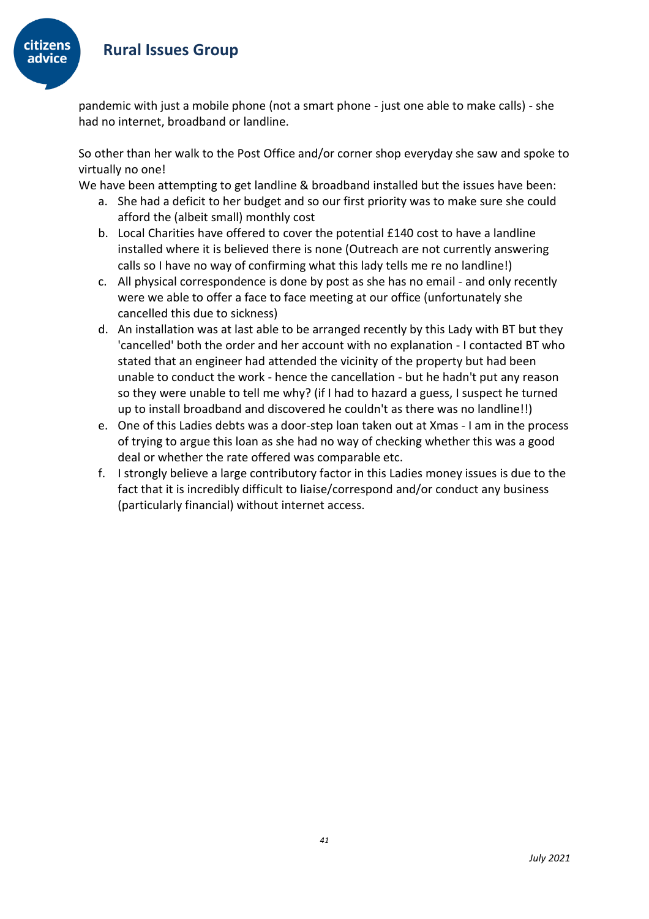pandemic with just a mobile phone (not a smart phone - just one able to make calls) - she had no internet, broadband or landline.

So other than her walk to the Post Office and/or corner shop everyday she saw and spoke to virtually no one!

We have been attempting to get landline & broadband installed but the issues have been:

a. She had a deficit to her budget and so our first priority was to make sure she could afford the (albeit small) monthly cost
b. Local Charities have offered to cover the potential £140 cost to have a landline installed where it is believed there is none (Outreach are not currently answering calls so I have no way of confirming what this lady tells me re no landline!)
c. All physical correspondence is done by post as she has no email - and only recently were we able to offer a face to face meeting at our office (unfortunately she cancelled this due to sickness)
d. An installation was at last able to be arranged recently by this Lady with BT but they 'cancelled' both the order and her account with no explanation - I contacted BT who stated that an engineer had attended the vicinity of the property but had been unable to conduct the work - hence the cancellation - but he hadn't put any reason so they were unable to tell me why? (if I had to hazard a guess, I suspect he turned up to install broadband and discovered he couldn't as there was no landline!!)
e. One of this Ladies debts was a door-step loan taken out at Xmas - I am in the process of trying to argue this loan as she had no way of checking whether this was a good deal or whether the rate offered was comparable etc.
f. I strongly believe a large contributory factor in this Ladies money issues is due to the fact that it is incredibly difficult to liaise/correspond and/or conduct any business (particularly financial) without internet access.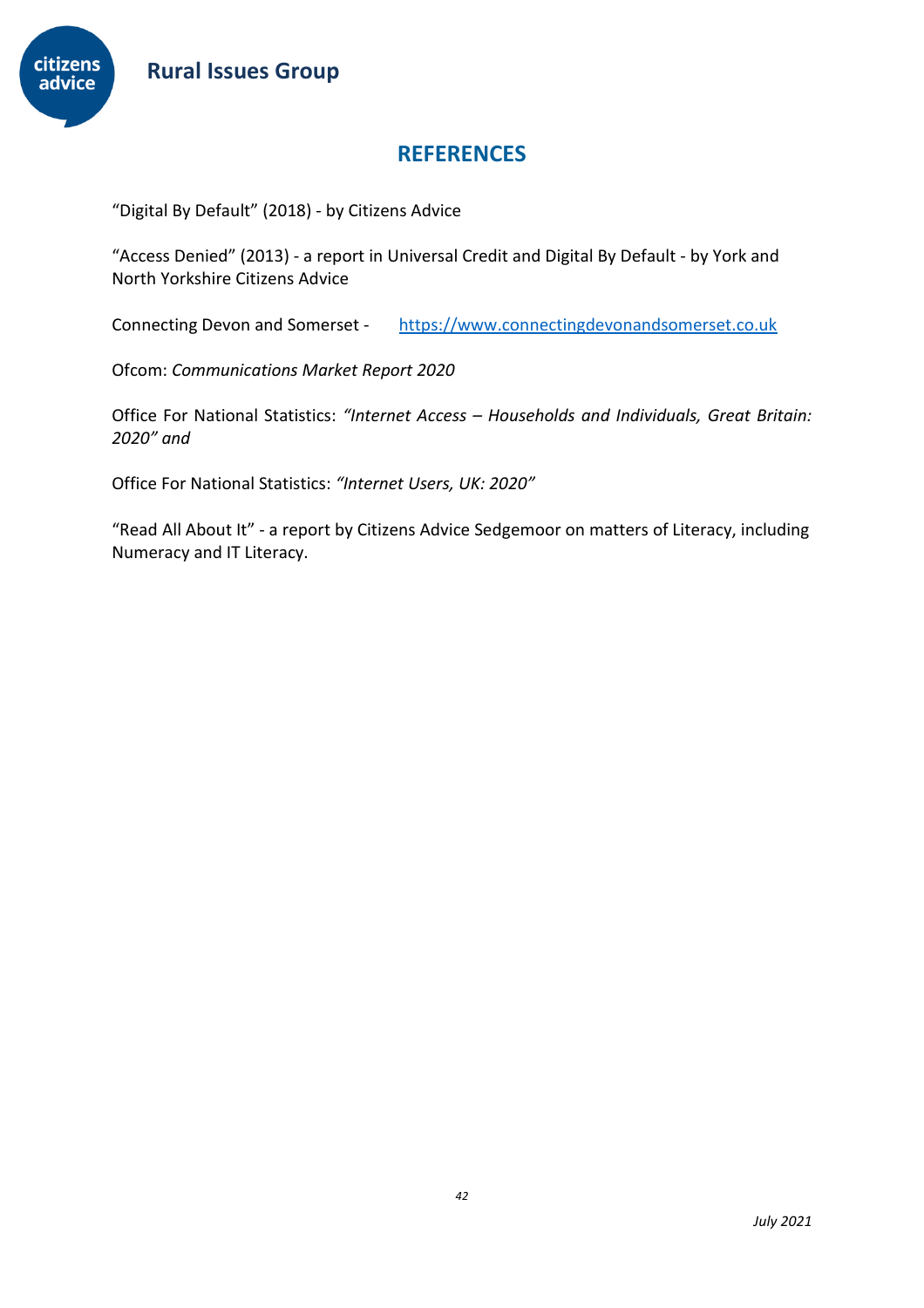## REFERENCES

"Digital By Default" (2018) - by Citizens Advice

"Access Denied" (2013) - a report in Universal Credit and Digital By Default - by York and North Yorkshire Citizens Advice

Connecting Devon and Somerset - https://www.connectingdevonandsomerset.co.uk

Ofcom: *Communications Market Report 2020*

Office For National Statistics: *"Internet Access – Households and Individuals, Great Britain: 2020" and*

Office For National Statistics: *"Internet Users, UK: 2020"*

"Read All About It" - a report by Citizens Advice Sedgemoor on matters of Literacy, including Numeracy and IT Literacy.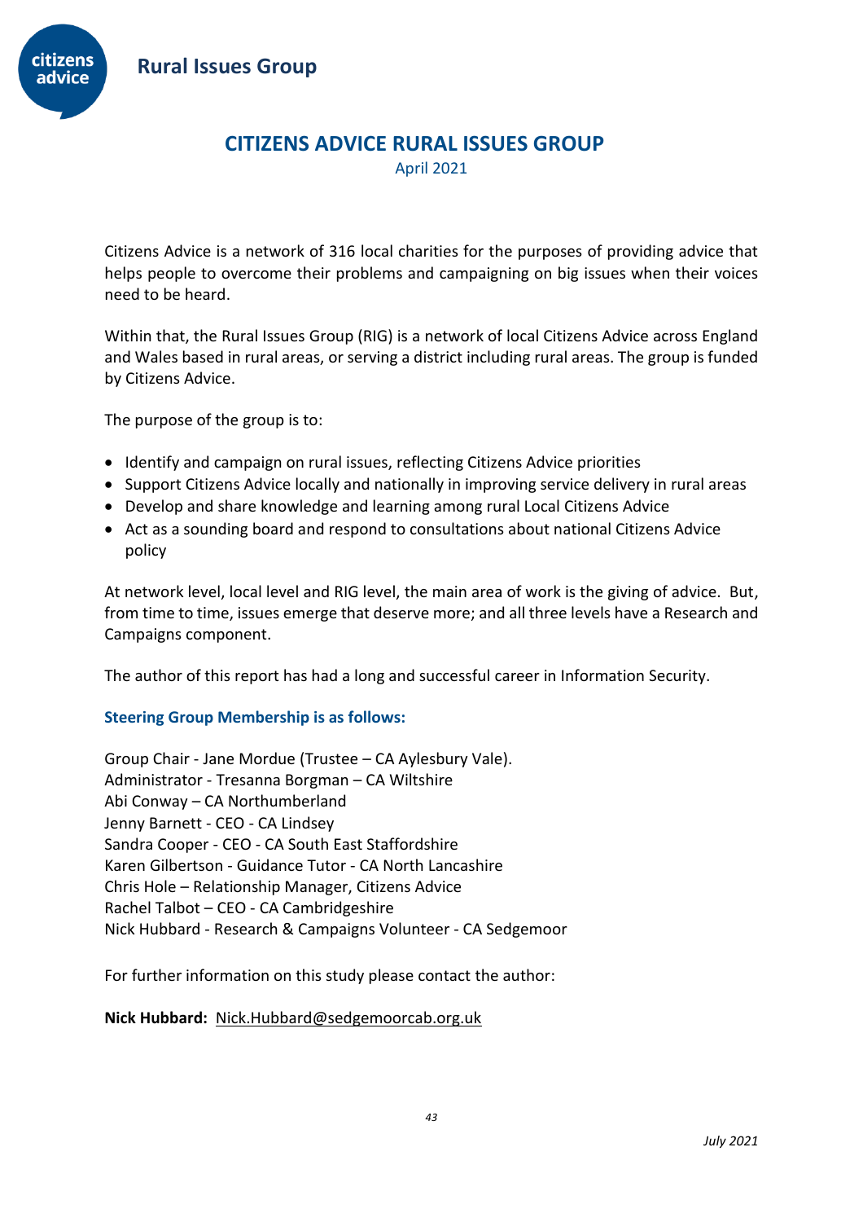# CITIZENS ADVICE RURAL ISSUES GROUP

April 2021

Citizens Advice is a network of 316 local charities for the purposes of providing advice that helps people to overcome their problems and campaigning on big issues when their voices need to be heard.

Within that, the Rural Issues Group (RIG) is a network of local Citizens Advice across England and Wales based in rural areas, or serving a district including rural areas. The group is funded by Citizens Advice.

The purpose of the group is to:

- Identify and campaign on rural issues, reflecting Citizens Advice priorities
- Support Citizens Advice locally and nationally in improving service delivery in rural areas
- Develop and share knowledge and learning among rural Local Citizens Advice
- Act as a sounding board and respond to consultations about national Citizens Advice policy

At network level, local level and RIG level, the main area of work is the giving of advice. But, from time to time, issues emerge that deserve more; and all three levels have a Research and Campaigns component.

The author of this report has had a long and successful career in Information Security.

### Steering Group Membership is as follows:

Group Chair - Jane Mordue (Trustee – CA Aylesbury Vale).
Administrator - Tresanna Borgman – CA Wiltshire
Abi Conway – CA Northumberland
Jenny Barnett - CEO - CA Lindsey
Sandra Cooper - CEO - CA South East Staffordshire
Karen Gilbertson - Guidance Tutor - CA North Lancashire
Chris Hole – Relationship Manager, Citizens Advice
Rachel Talbot – CEO - CA Cambridgeshire
Nick Hubbard - Research & Campaigns Volunteer - CA Sedgemoor

For further information on this study please contact the author:

**Nick Hubbard:** Nick.Hubbard@sedgemoorcab.org.uk